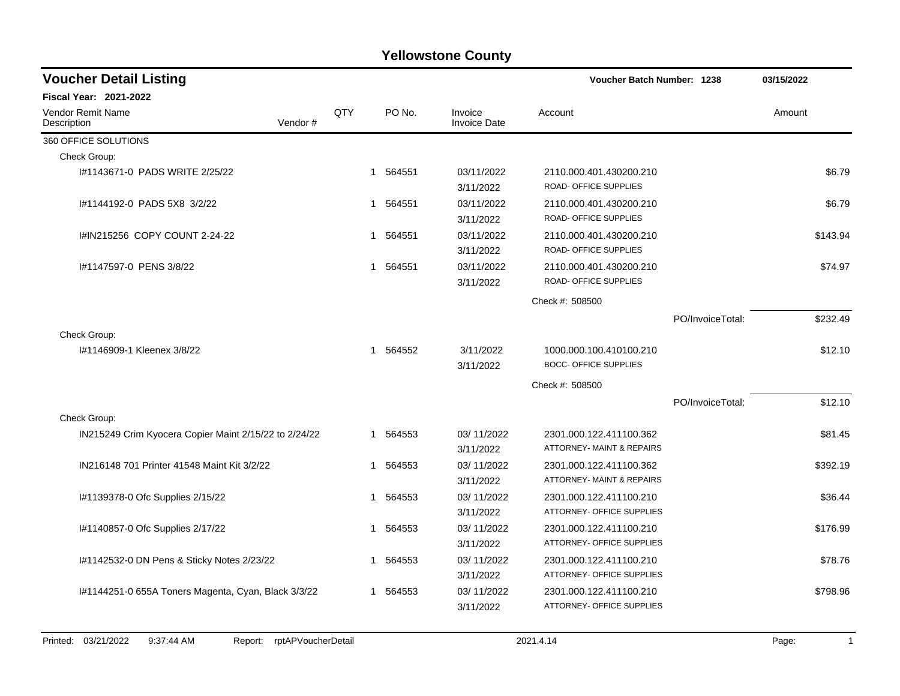# Yellowstone County

## Voucher Detail Listing

**Voucher Batch Number: 1238** 03/15/2022

**Fiscal Year: 2021-2022**

| Vendor Remit Name / Description | Vendor # | QTY | PO No. | Invoice / Invoice Date | Account | | Amount |
|---|---|---|---|---|---|---|---|
| 360 OFFICE SOLUTIONS | | | | | | | |
| Check Group: | | | | | | | |
| I#1143671-0 PADS WRITE 2/25/22 | | 1 | 564551 | 03/11/2022 3/11/2022 | 2110.000.401.430200.210 ROAD- OFFICE SUPPLIES | | $6.79 |
| I#1144192-0 PADS 5X8 3/2/22 | | 1 | 564551 | 03/11/2022 3/11/2022 | 2110.000.401.430200.210 ROAD- OFFICE SUPPLIES | | $6.79 |
| I#IN215256 COPY COUNT 2-24-22 | | 1 | 564551 | 03/11/2022 3/11/2022 | 2110.000.401.430200.210 ROAD- OFFICE SUPPLIES | | $143.94 |
| I#1147597-0 PENS 3/8/22 | | 1 | 564551 | 03/11/2022 3/11/2022 | 2110.000.401.430200.210 ROAD- OFFICE SUPPLIES | | $74.97 |
| | | | | | Check #: 508500 | | |
| | | | | | | PO/InvoiceTotal: | $232.49 |
| Check Group: | | | | | | | |
| I#1146909-1 Kleenex 3/8/22 | | 1 | 564552 | 3/11/2022 3/11/2022 | 1000.000.100.410100.210 BOCC- OFFICE SUPPLIES | | $12.10 |
| | | | | | Check #: 508500 | | |
| | | | | | | PO/InvoiceTotal: | $12.10 |
| Check Group: | | | | | | | |
| IN215249 Crim Kyocera Copier Maint 2/15/22 to 2/24/22 | | 1 | 564553 | 03/ 11/2022 3/11/2022 | 2301.000.122.411100.362 ATTORNEY- MAINT & REPAIRS | | $81.45 |
| IN216148 701 Printer 41548 Maint Kit 3/2/22 | | 1 | 564553 | 03/ 11/2022 3/11/2022 | 2301.000.122.411100.362 ATTORNEY- MAINT & REPAIRS | | $392.19 |
| I#1139378-0 Ofc Supplies 2/15/22 | | 1 | 564553 | 03/ 11/2022 3/11/2022 | 2301.000.122.411100.210 ATTORNEY- OFFICE SUPPLIES | | $36.44 |
| I#1140857-0 Ofc Supplies 2/17/22 | | 1 | 564553 | 03/ 11/2022 3/11/2022 | 2301.000.122.411100.210 ATTORNEY- OFFICE SUPPLIES | | $176.99 |
| I#1142532-0 DN Pens & Sticky Notes 2/23/22 | | 1 | 564553 | 03/ 11/2022 3/11/2022 | 2301.000.122.411100.210 ATTORNEY- OFFICE SUPPLIES | | $78.76 |
| I#1144251-0 655A Toners Magenta, Cyan, Black 3/3/22 | | 1 | 564553 | 03/ 11/2022 3/11/2022 | 2301.000.122.411100.210 ATTORNEY- OFFICE SUPPLIES | | $798.96 |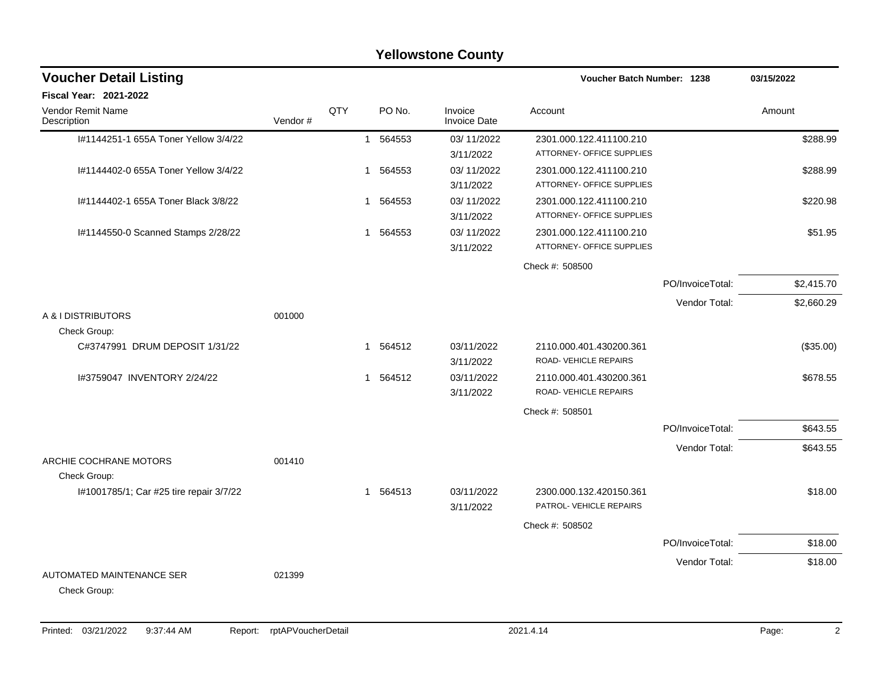# Yellowstone County

## Voucher Detail Listing

**Voucher Batch Number: 1238** 03/15/2022

**Fiscal Year: 2021-2022**

| Vendor Remit Name / Description | Vendor # | QTY | PO No. | Invoice / Invoice Date | Account | | Amount |
|---|---|---|---|---|---|---|---|
| I#1144251-1 655A Toner Yellow 3/4/22 | | 1 | 564553 | 03/ 11/2022<br>3/11/2022 | 2301.000.122.411100.210<br>ATTORNEY- OFFICE SUPPLIES | | $288.99 |
| I#1144402-0 655A Toner Yellow 3/4/22 | | 1 | 564553 | 03/ 11/2022<br>3/11/2022 | 2301.000.122.411100.210<br>ATTORNEY- OFFICE SUPPLIES | | $288.99 |
| I#1144402-1 655A Toner Black 3/8/22 | | 1 | 564553 | 03/ 11/2022<br>3/11/2022 | 2301.000.122.411100.210<br>ATTORNEY- OFFICE SUPPLIES | | $220.98 |
| I#1144550-0 Scanned Stamps 2/28/22 | | 1 | 564553 | 03/ 11/2022<br>3/11/2022 | 2301.000.122.411100.210<br>ATTORNEY- OFFICE SUPPLIES | | $51.95 |
| | | | | | Check #: 508500 | | |
| | | | | | | PO/InvoiceTotal: | $2,415.70 |
| | | | | | | Vendor Total: | $2,660.29 |
| A & I DISTRIBUTORS | 001000 | | | | | | |
| Check Group: | | | | | | | |
| C#3747991 DRUM DEPOSIT 1/31/22 | | 1 | 564512 | 03/11/2022<br>3/11/2022 | 2110.000.401.430200.361<br>ROAD- VEHICLE REPAIRS | | ($35.00) |
| I#3759047 INVENTORY 2/24/22 | | 1 | 564512 | 03/11/2022<br>3/11/2022 | 2110.000.401.430200.361<br>ROAD- VEHICLE REPAIRS | | $678.55 |
| | | | | | Check #: 508501 | | |
| | | | | | | PO/InvoiceTotal: | $643.55 |
| | | | | | | Vendor Total: | $643.55 |
| ARCHIE COCHRANE MOTORS | 001410 | | | | | | |
| Check Group: | | | | | | | |
| I#1001785/1; Car #25 tire repair 3/7/22 | | 1 | 564513 | 03/11/2022<br>3/11/2022 | 2300.000.132.420150.361<br>PATROL- VEHICLE REPAIRS | | $18.00 |
| | | | | | Check #: 508502 | | |
| | | | | | | PO/InvoiceTotal: | $18.00 |
| | | | | | | Vendor Total: | $18.00 |
| AUTOMATED MAINTENANCE SER | 021399 | | | | | | |
| Check Group: | | | | | | | |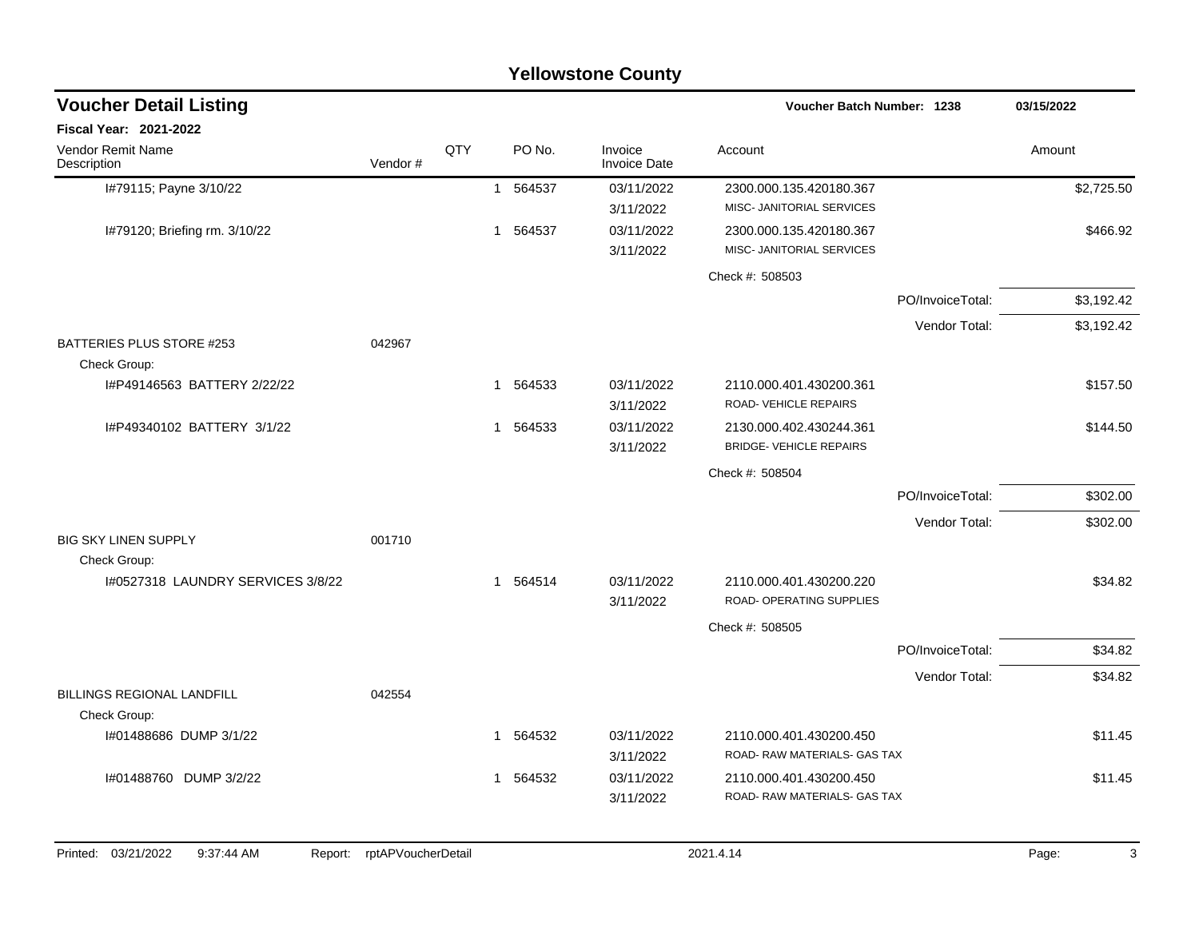# Yellowstone County

## Voucher Detail Listing

**Voucher Batch Number: 1238** | **03/15/2022**

**Fiscal Year: 2021-2022**

| Vendor Remit Name / Description | Vendor # | QTY | PO No. | Invoice / Invoice Date | Account | Amount |
|---|---|---|---|---|---|---|
| I#79115; Payne 3/10/22 | | 1 | 564537 | 03/11/2022<br>3/11/2022 | 2300.000.135.420180.367<br>MISC- JANITORIAL SERVICES | $2,725.50 |
| I#79120; Briefing rm. 3/10/22 | | 1 | 564537 | 03/11/2022<br>3/11/2022 | 2300.000.135.420180.367<br>MISC- JANITORIAL SERVICES | $466.92 |
| | | | | | Check #: 508503 | |
| | | | | | PO/InvoiceTotal: | $3,192.42 |
| | | | | | Vendor Total: | $3,192.42 |
| BATTERIES PLUS STORE #253 | 042967 | | | | | |
| Check Group: | | | | | | |
| I#P49146563 BATTERY 2/22/22 | | 1 | 564533 | 03/11/2022<br>3/11/2022 | 2110.000.401.430200.361<br>ROAD- VEHICLE REPAIRS | $157.50 |
| I#P49340102 BATTERY 3/1/22 | | 1 | 564533 | 03/11/2022<br>3/11/2022 | 2130.000.402.430244.361<br>BRIDGE- VEHICLE REPAIRS | $144.50 |
| | | | | | Check #: 508504 | |
| | | | | | PO/InvoiceTotal: | $302.00 |
| | | | | | Vendor Total: | $302.00 |
| BIG SKY LINEN SUPPLY | 001710 | | | | | |
| Check Group: | | | | | | |
| I#0527318 LAUNDRY SERVICES 3/8/22 | | 1 | 564514 | 03/11/2022<br>3/11/2022 | 2110.000.401.430200.220<br>ROAD- OPERATING SUPPLIES | $34.82 |
| | | | | | Check #: 508505 | |
| | | | | | PO/InvoiceTotal: | $34.82 |
| | | | | | Vendor Total: | $34.82 |
| BILLINGS REGIONAL LANDFILL | 042554 | | | | | |
| Check Group: | | | | | | |
| I#01488686 DUMP 3/1/22 | | 1 | 564532 | 03/11/2022<br>3/11/2022 | 2110.000.401.430200.450<br>ROAD- RAW MATERIALS- GAS TAX | $11.45 |
| I#01488760 DUMP 3/2/22 | | 1 | 564532 | 03/11/2022<br>3/11/2022 | 2110.000.401.430200.450<br>ROAD- RAW MATERIALS- GAS TAX | $11.45 |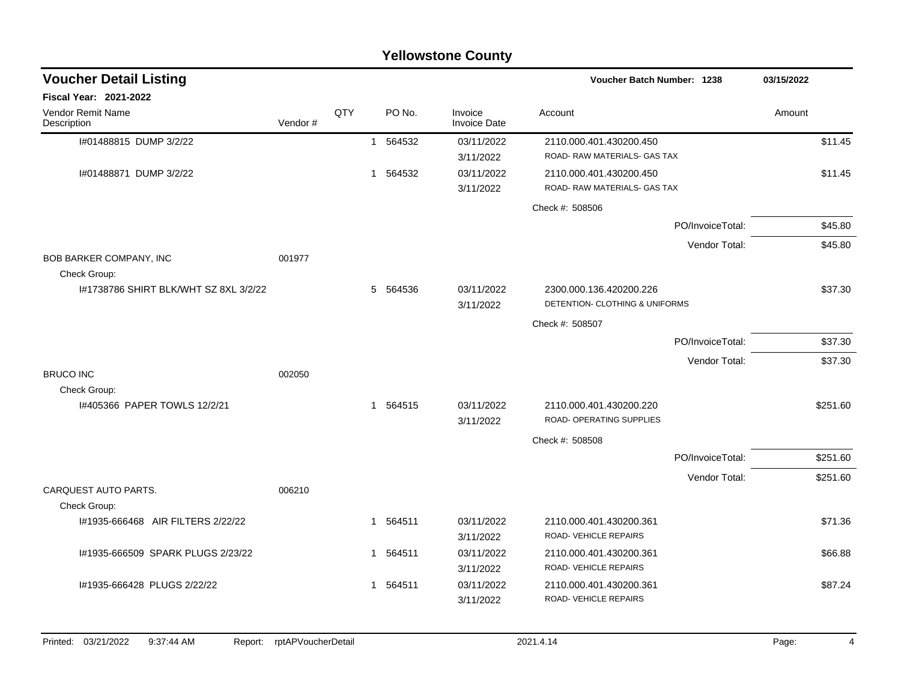# Yellowstone County

## Voucher Detail Listing

**Voucher Batch Number: 1238** 03/15/2022

**Fiscal Year: 2021-2022**

| Vendor Remit Name / Description | Vendor # | QTY | PO No. | Invoice / Invoice Date | Account | Amount |
|---|---|---|---|---|---|---|
| I#01488815 DUMP 3/2/22 | | 1 | 564532 | 03/11/2022 / 3/11/2022 | 2110.000.401.430200.450 ROAD- RAW MATERIALS- GAS TAX | $11.45 |
| I#01488871 DUMP 3/2/22 | | 1 | 564532 | 03/11/2022 / 3/11/2022 | 2110.000.401.430200.450 ROAD- RAW MATERIALS- GAS TAX | $11.45 |
| | | | | | Check #: 508506 | |
| | | | | | PO/InvoiceTotal: | $45.80 |
| | | | | | Vendor Total: | $45.80 |
| BOB BARKER COMPANY, INC | 001977 | | | | | |
| Check Group: | | | | | | |
| I#1738786 SHIRT BLK/WHT SZ 8XL 3/2/22 | | 5 | 564536 | 03/11/2022 / 3/11/2022 | 2300.000.136.420200.226 DETENTION- CLOTHING & UNIFORMS | $37.30 |
| | | | | | Check #: 508507 | |
| | | | | | PO/InvoiceTotal: | $37.30 |
| | | | | | Vendor Total: | $37.30 |
| BRUCO INC | 002050 | | | | | |
| Check Group: | | | | | | |
| I#405366 PAPER TOWLS 12/2/21 | | 1 | 564515 | 03/11/2022 / 3/11/2022 | 2110.000.401.430200.220 ROAD- OPERATING SUPPLIES | $251.60 |
| | | | | | Check #: 508508 | |
| | | | | | PO/InvoiceTotal: | $251.60 |
| | | | | | Vendor Total: | $251.60 |
| CARQUEST AUTO PARTS. | 006210 | | | | | |
| Check Group: | | | | | | |
| I#1935-666468 AIR FILTERS 2/22/22 | | 1 | 564511 | 03/11/2022 / 3/11/2022 | 2110.000.401.430200.361 ROAD- VEHICLE REPAIRS | $71.36 |
| I#1935-666509 SPARK PLUGS 2/23/22 | | 1 | 564511 | 03/11/2022 / 3/11/2022 | 2110.000.401.430200.361 ROAD- VEHICLE REPAIRS | $66.88 |
| I#1935-666428 PLUGS 2/22/22 | | 1 | 564511 | 03/11/2022 / 3/11/2022 | 2110.000.401.430200.361 ROAD- VEHICLE REPAIRS | $87.24 |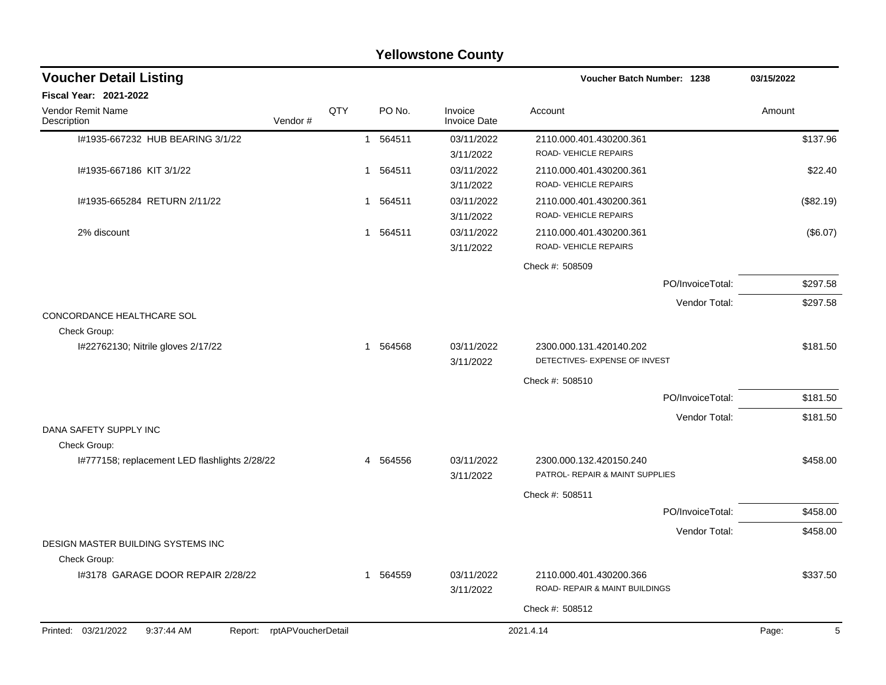# Yellowstone County

## Voucher Detail Listing

**Voucher Batch Number: 1238** 03/15/2022

**Fiscal Year: 2021-2022**

| Vendor Remit Name / Description | Vendor # | QTY | PO No. | Invoice / Invoice Date | Account | Amount |
|---|---|---|---|---|---|---|
| I#1935-667232 HUB BEARING 3/1/22 | | 1 | 564511 | 03/11/2022 3/11/2022 | 2110.000.401.430200.361 ROAD- VEHICLE REPAIRS | $137.96 |
| I#1935-667186 KIT 3/1/22 | | 1 | 564511 | 03/11/2022 3/11/2022 | 2110.000.401.430200.361 ROAD- VEHICLE REPAIRS | $22.40 |
| I#1935-665284 RETURN 2/11/22 | | 1 | 564511 | 03/11/2022 3/11/2022 | 2110.000.401.430200.361 ROAD- VEHICLE REPAIRS | ($82.19) |
| 2% discount | | 1 | 564511 | 03/11/2022 3/11/2022 | 2110.000.401.430200.361 ROAD- VEHICLE REPAIRS | ($6.07) |
| | | | | | Check #: 508509 | |
| | | | | | PO/InvoiceTotal: | $297.58 |
| | | | | | Vendor Total: | $297.58 |
| CONCORDANCE HEALTHCARE SOL | | | | | | |
| Check Group: | | | | | | |
| I#22762130; Nitrile gloves 2/17/22 | | 1 | 564568 | 03/11/2022 3/11/2022 | 2300.000.131.420140.202 DETECTIVES- EXPENSE OF INVEST | $181.50 |
| | | | | | Check #: 508510 | |
| | | | | | PO/InvoiceTotal: | $181.50 |
| | | | | | Vendor Total: | $181.50 |
| DANA SAFETY SUPPLY INC | | | | | | |
| Check Group: | | | | | | |
| I#777158; replacement LED flashlights 2/28/22 | | 4 | 564556 | 03/11/2022 3/11/2022 | 2300.000.132.420150.240 PATROL- REPAIR & MAINT SUPPLIES | $458.00 |
| | | | | | Check #: 508511 | |
| | | | | | PO/InvoiceTotal: | $458.00 |
| | | | | | Vendor Total: | $458.00 |
| DESIGN MASTER BUILDING SYSTEMS INC | | | | | | |
| Check Group: | | | | | | |
| I#3178 GARAGE DOOR REPAIR 2/28/22 | | 1 | 564559 | 03/11/2022 3/11/2022 | 2110.000.401.430200.366 ROAD- REPAIR & MAINT BUILDINGS | $337.50 |
| | | | | | Check #: 508512 | |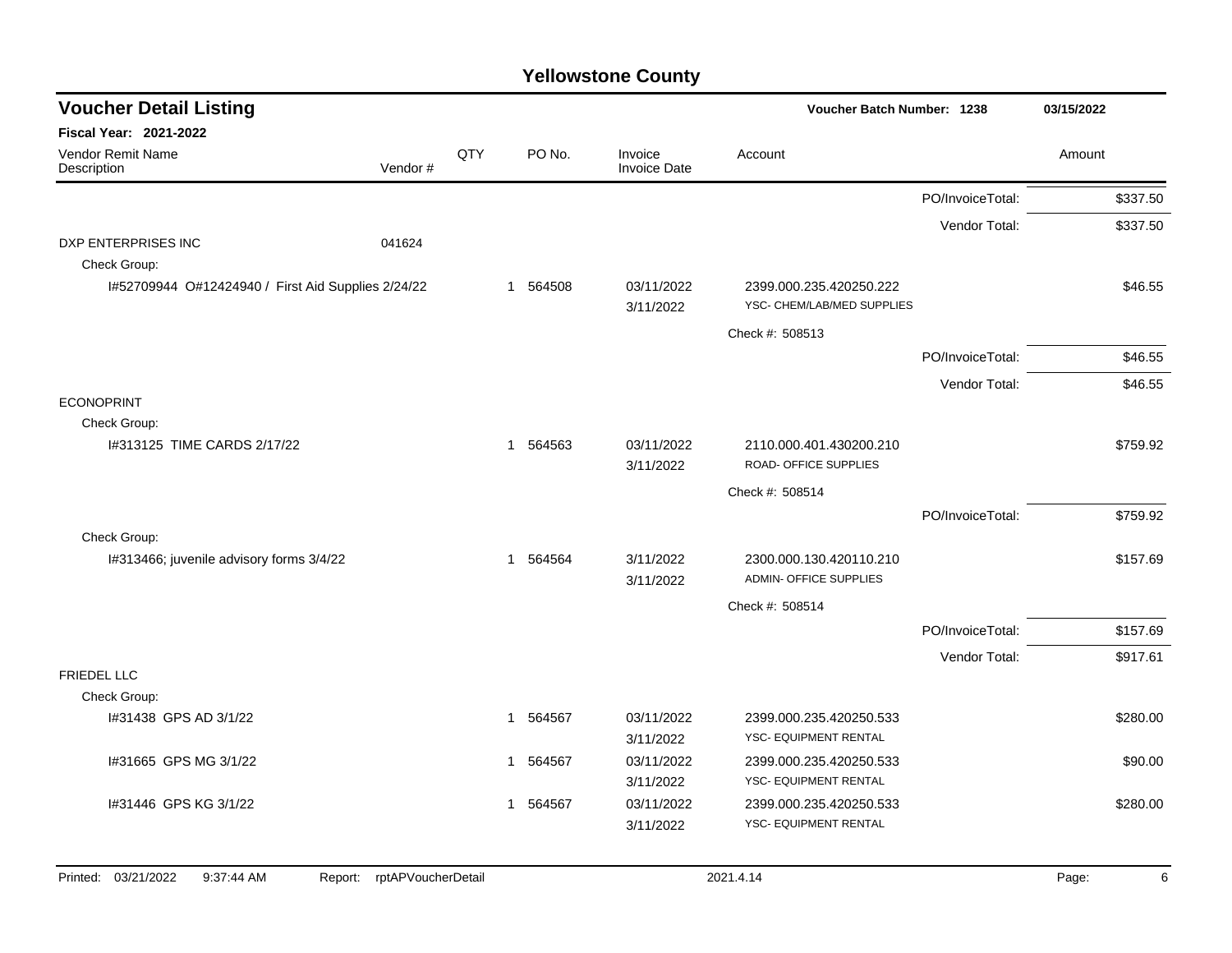# Yellowstone County

## Voucher Detail Listing

**Voucher Batch Number: 1238** 03/15/2022

**Fiscal Year: 2021-2022**

| Vendor Remit Name / Description | Vendor # | QTY | PO No. | Invoice / Invoice Date | Account | | Amount |
|---|---|---|---|---|---|---|---|
| | | | | | | PO/InvoiceTotal: | $337.50 |
| | | | | | | Vendor Total: | $337.50 |
| DXP ENTERPRISES INC | 041624 | | | | | | |
| Check Group: | | | | | | | |
| I#52709944 O#12424940 / First Aid Supplies 2/24/22 | | 1 | 564508 | 03/11/2022 3/11/2022 | 2399.000.235.420250.222 YSC- CHEM/LAB/MED SUPPLIES | | $46.55 |
| | | | | | Check #: 508513 | | |
| | | | | | | PO/InvoiceTotal: | $46.55 |
| | | | | | | Vendor Total: | $46.55 |
| ECONOPRINT | | | | | | | |
| Check Group: | | | | | | | |
| I#313125 TIME CARDS 2/17/22 | | 1 | 564563 | 03/11/2022 3/11/2022 | 2110.000.401.430200.210 ROAD- OFFICE SUPPLIES | | $759.92 |
| | | | | | Check #: 508514 | | |
| | | | | | | PO/InvoiceTotal: | $759.92 |
| Check Group: | | | | | | | |
| I#313466; juvenile advisory forms 3/4/22 | | 1 | 564564 | 3/11/2022 3/11/2022 | 2300.000.130.420110.210 ADMIN- OFFICE SUPPLIES | | $157.69 |
| | | | | | Check #: 508514 | | |
| | | | | | | PO/InvoiceTotal: | $157.69 |
| | | | | | | Vendor Total: | $917.61 |
| FRIEDEL LLC | | | | | | | |
| Check Group: | | | | | | | |
| I#31438 GPS AD 3/1/22 | | 1 | 564567 | 03/11/2022 3/11/2022 | 2399.000.235.420250.533 YSC- EQUIPMENT RENTAL | | $280.00 |
| I#31665 GPS MG 3/1/22 | | 1 | 564567 | 03/11/2022 3/11/2022 | 2399.000.235.420250.533 YSC- EQUIPMENT RENTAL | | $90.00 |
| I#31446 GPS KG 3/1/22 | | 1 | 564567 | 03/11/2022 3/11/2022 | 2399.000.235.420250.533 YSC- EQUIPMENT RENTAL | | $280.00 |

Printed: 03/21/2022 9:37:44 AM Report: rptAPVoucherDetail 2021.4.14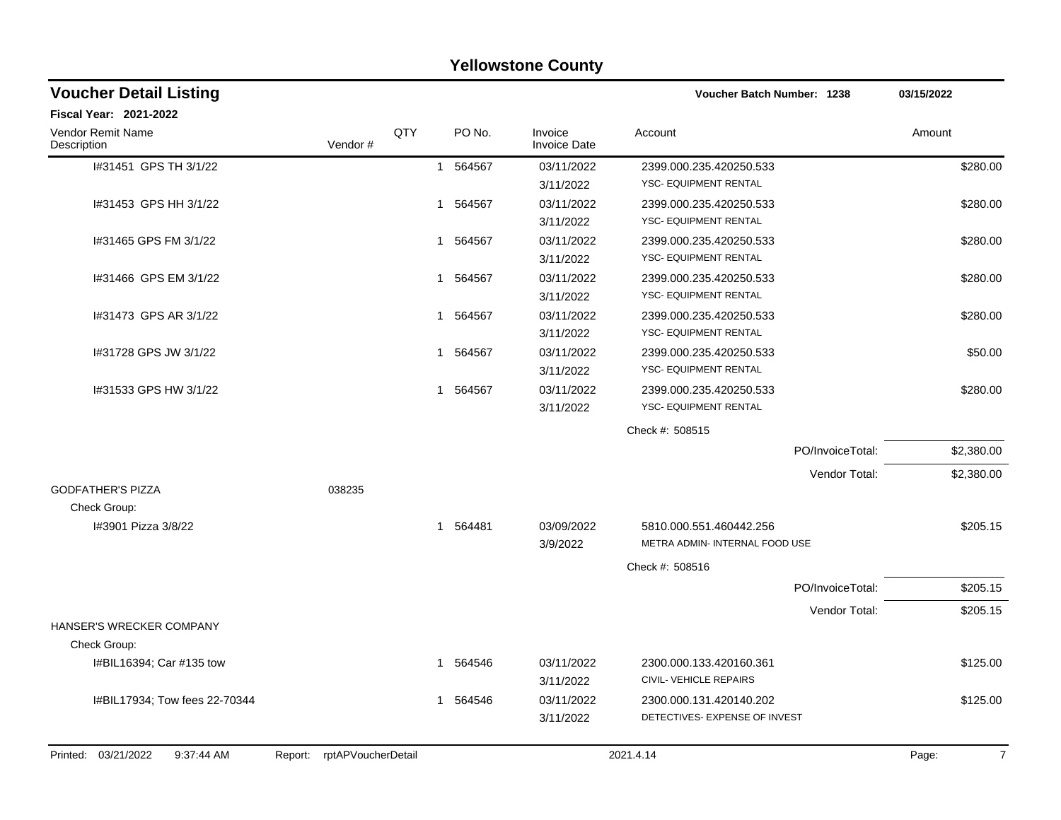# Yellowstone County

## Voucher Detail Listing

**Voucher Batch Number: 1238** &nbsp;&nbsp; **03/15/2022**

**Fiscal Year: 2021-2022**

| Vendor Remit Name / Description | Vendor # | QTY | PO No. | Invoice / Invoice Date | Account | Amount |
|---|---|---|---|---|---|---|
| I#31451 GPS TH 3/1/22 | | 1 | 564567 | 03/11/2022<br>3/11/2022 | 2399.000.235.420250.533<br>YSC- EQUIPMENT RENTAL | $280.00 |
| I#31453 GPS HH 3/1/22 | | 1 | 564567 | 03/11/2022<br>3/11/2022 | 2399.000.235.420250.533<br>YSC- EQUIPMENT RENTAL | $280.00 |
| I#31465 GPS FM 3/1/22 | | 1 | 564567 | 03/11/2022<br>3/11/2022 | 2399.000.235.420250.533<br>YSC- EQUIPMENT RENTAL | $280.00 |
| I#31466 GPS EM 3/1/22 | | 1 | 564567 | 03/11/2022<br>3/11/2022 | 2399.000.235.420250.533<br>YSC- EQUIPMENT RENTAL | $280.00 |
| I#31473 GPS AR 3/1/22 | | 1 | 564567 | 03/11/2022<br>3/11/2022 | 2399.000.235.420250.533<br>YSC- EQUIPMENT RENTAL | $280.00 |
| I#31728 GPS JW 3/1/22 | | 1 | 564567 | 03/11/2022<br>3/11/2022 | 2399.000.235.420250.533<br>YSC- EQUIPMENT RENTAL | $50.00 |
| I#31533 GPS HW 3/1/22 | | 1 | 564567 | 03/11/2022<br>3/11/2022 | 2399.000.235.420250.533<br>YSC- EQUIPMENT RENTAL | $280.00 |
| | | | | | Check #: 508515 | |
| | | | | | PO/InvoiceTotal: | $2,380.00 |
| | | | | | Vendor Total: | $2,380.00 |
| GODFATHER'S PIZZA | 038235 | | | | | |
| Check Group: | | | | | | |
| I#3901 Pizza 3/8/22 | | 1 | 564481 | 03/09/2022<br>3/9/2022 | 5810.000.551.460442.256<br>METRA ADMIN- INTERNAL FOOD USE | $205.15 |
| | | | | | Check #: 508516 | |
| | | | | | PO/InvoiceTotal: | $205.15 |
| | | | | | Vendor Total: | $205.15 |
| HANSER'S WRECKER COMPANY | | | | | | |
| Check Group: | | | | | | |
| I#BIL16394; Car #135 tow | | 1 | 564546 | 03/11/2022<br>3/11/2022 | 2300.000.133.420160.361<br>CIVIL- VEHICLE REPAIRS | $125.00 |
| I#BIL17934; Tow fees 22-70344 | | 1 | 564546 | 03/11/2022<br>3/11/2022 | 2300.000.131.420140.202<br>DETECTIVES- EXPENSE OF INVEST | $125.00 |

Printed: 03/21/2022 9:37:44 AM &nbsp;&nbsp; Report: rptAPVoucherDetail &nbsp;&nbsp; 2021.4.14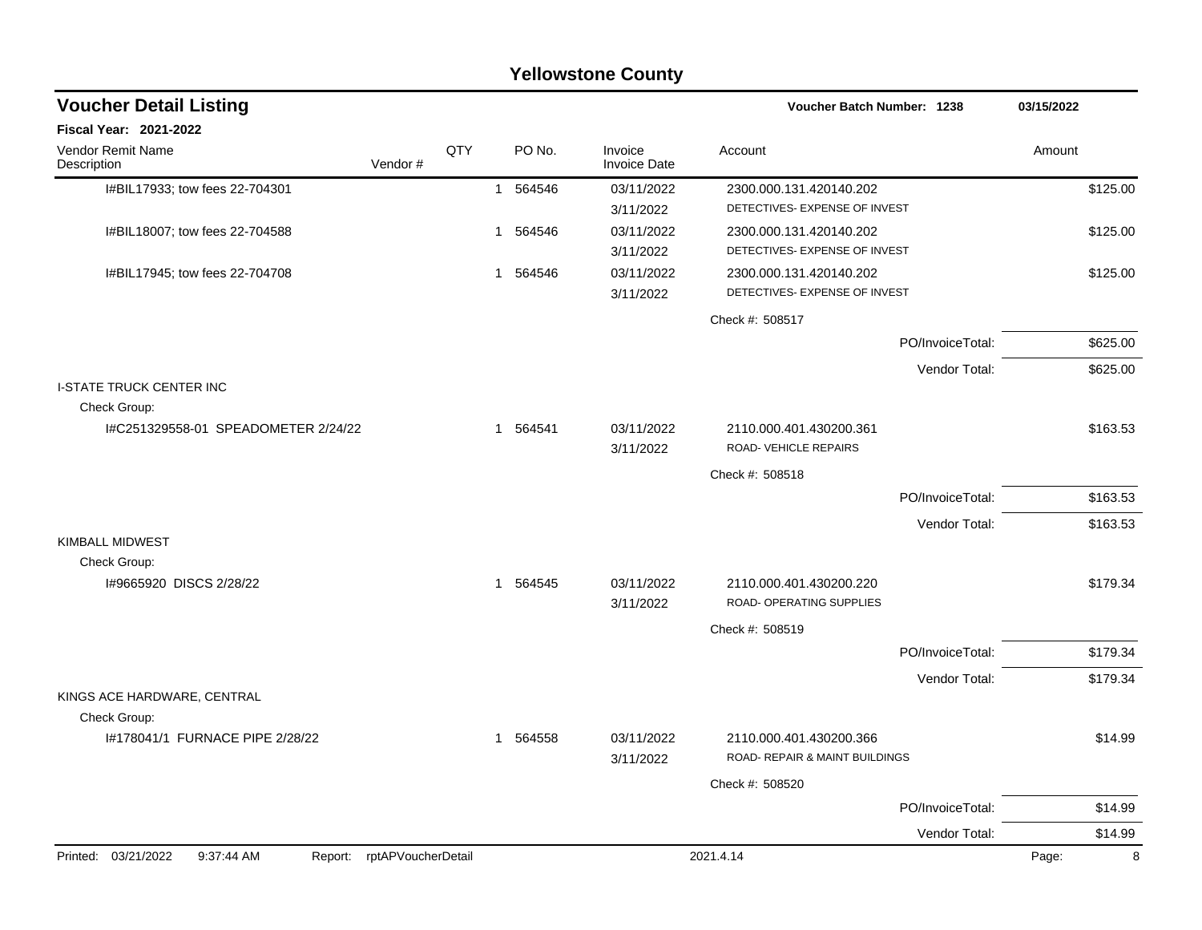# Yellowstone County

## Voucher Detail Listing

Voucher Batch Number: 1238 — 03/15/2022

**Fiscal Year: 2021-2022**

| Vendor Remit Name / Description | Vendor # | QTY | PO No. | Invoice / Invoice Date | Account | Amount |
|---|---|---|---|---|---|---|
| I#BIL17933; tow fees 22-704301 | | 1 | 564546 | 03/11/2022 3/11/2022 | 2300.000.131.420140.202 DETECTIVES- EXPENSE OF INVEST | $125.00 |
| I#BIL18007; tow fees 22-704588 | | 1 | 564546 | 03/11/2022 3/11/2022 | 2300.000.131.420140.202 DETECTIVES- EXPENSE OF INVEST | $125.00 |
| I#BIL17945; tow fees 22-704708 | | 1 | 564546 | 03/11/2022 3/11/2022 | 2300.000.131.420140.202 DETECTIVES- EXPENSE OF INVEST | $125.00 |
| | | | | | Check #: 508517 | |
| | | | | | PO/InvoiceTotal: | $625.00 |
| | | | | | Vendor Total: | $625.00 |
| I-STATE TRUCK CENTER INC | | | | | | |
| Check Group: | | | | | | |
| I#C251329558-01 SPEADOMETER 2/24/22 | | 1 | 564541 | 03/11/2022 3/11/2022 | 2110.000.401.430200.361 ROAD- VEHICLE REPAIRS | $163.53 |
| | | | | | Check #: 508518 | |
| | | | | | PO/InvoiceTotal: | $163.53 |
| | | | | | Vendor Total: | $163.53 |
| KIMBALL MIDWEST | | | | | | |
| Check Group: | | | | | | |
| I#9665920 DISCS 2/28/22 | | 1 | 564545 | 03/11/2022 3/11/2022 | 2110.000.401.430200.220 ROAD- OPERATING SUPPLIES | $179.34 |
| | | | | | Check #: 508519 | |
| | | | | | PO/InvoiceTotal: | $179.34 |
| | | | | | Vendor Total: | $179.34 |
| KINGS ACE HARDWARE, CENTRAL | | | | | | |
| Check Group: | | | | | | |
| I#178041/1 FURNACE PIPE 2/28/22 | | 1 | 564558 | 03/11/2022 3/11/2022 | 2110.000.401.430200.366 ROAD- REPAIR & MAINT BUILDINGS | $14.99 |
| | | | | | Check #: 508520 | |
| | | | | | PO/InvoiceTotal: | $14.99 |
| | | | | | Vendor Total: | $14.99 |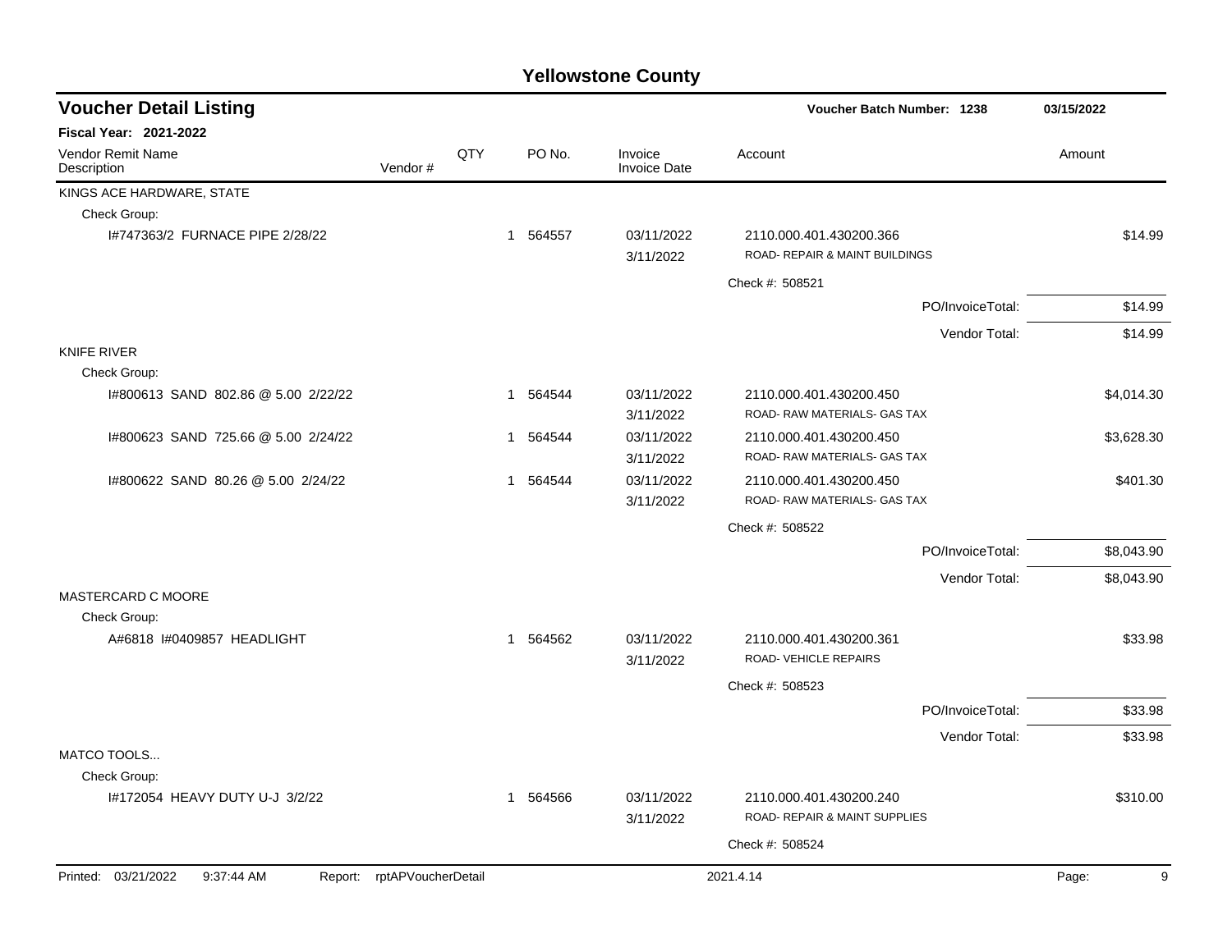# Yellowstone County

## Voucher Detail Listing

Voucher Batch Number: 1238 — 03/15/2022

**Fiscal Year: 2021-2022**

| Vendor Remit Name / Description | Vendor # | QTY | PO No. | Invoice / Invoice Date | Account | Amount |
|---|---|---|---|---|---|---|
| KINGS ACE HARDWARE, STATE | | | | | | |
| Check Group: | | | | | | |
| I#747363/2 FURNACE PIPE 2/28/22 | | 1 | 564557 | 03/11/2022 / 3/11/2022 | 2110.000.401.430200.366 ROAD- REPAIR & MAINT BUILDINGS | $14.99 |
| | | | | | Check #: 508521 | |
| | | | | | PO/InvoiceTotal: | $14.99 |
| | | | | | Vendor Total: | $14.99 |
| KNIFE RIVER | | | | | | |
| Check Group: | | | | | | |
| I#800613 SAND 802.86 @ 5.00 2/22/22 | | 1 | 564544 | 03/11/2022 / 3/11/2022 | 2110.000.401.430200.450 ROAD- RAW MATERIALS- GAS TAX | $4,014.30 |
| I#800623 SAND 725.66 @ 5.00 2/24/22 | | 1 | 564544 | 03/11/2022 / 3/11/2022 | 2110.000.401.430200.450 ROAD- RAW MATERIALS- GAS TAX | $3,628.30 |
| I#800622 SAND 80.26 @ 5.00 2/24/22 | | 1 | 564544 | 03/11/2022 / 3/11/2022 | 2110.000.401.430200.450 ROAD- RAW MATERIALS- GAS TAX | $401.30 |
| | | | | | Check #: 508522 | |
| | | | | | PO/InvoiceTotal: | $8,043.90 |
| | | | | | Vendor Total: | $8,043.90 |
| MASTERCARD C MOORE | | | | | | |
| Check Group: | | | | | | |
| A#6818 I#0409857 HEADLIGHT | | 1 | 564562 | 03/11/2022 / 3/11/2022 | 2110.000.401.430200.361 ROAD- VEHICLE REPAIRS | $33.98 |
| | | | | | Check #: 508523 | |
| | | | | | PO/InvoiceTotal: | $33.98 |
| | | | | | Vendor Total: | $33.98 |
| MATCO TOOLS... | | | | | | |
| Check Group: | | | | | | |
| I#172054 HEAVY DUTY U-J 3/2/22 | | 1 | 564566 | 03/11/2022 / 3/11/2022 | 2110.000.401.430200.240 ROAD- REPAIR & MAINT SUPPLIES | $310.00 |
| | | | | | Check #: 508524 | |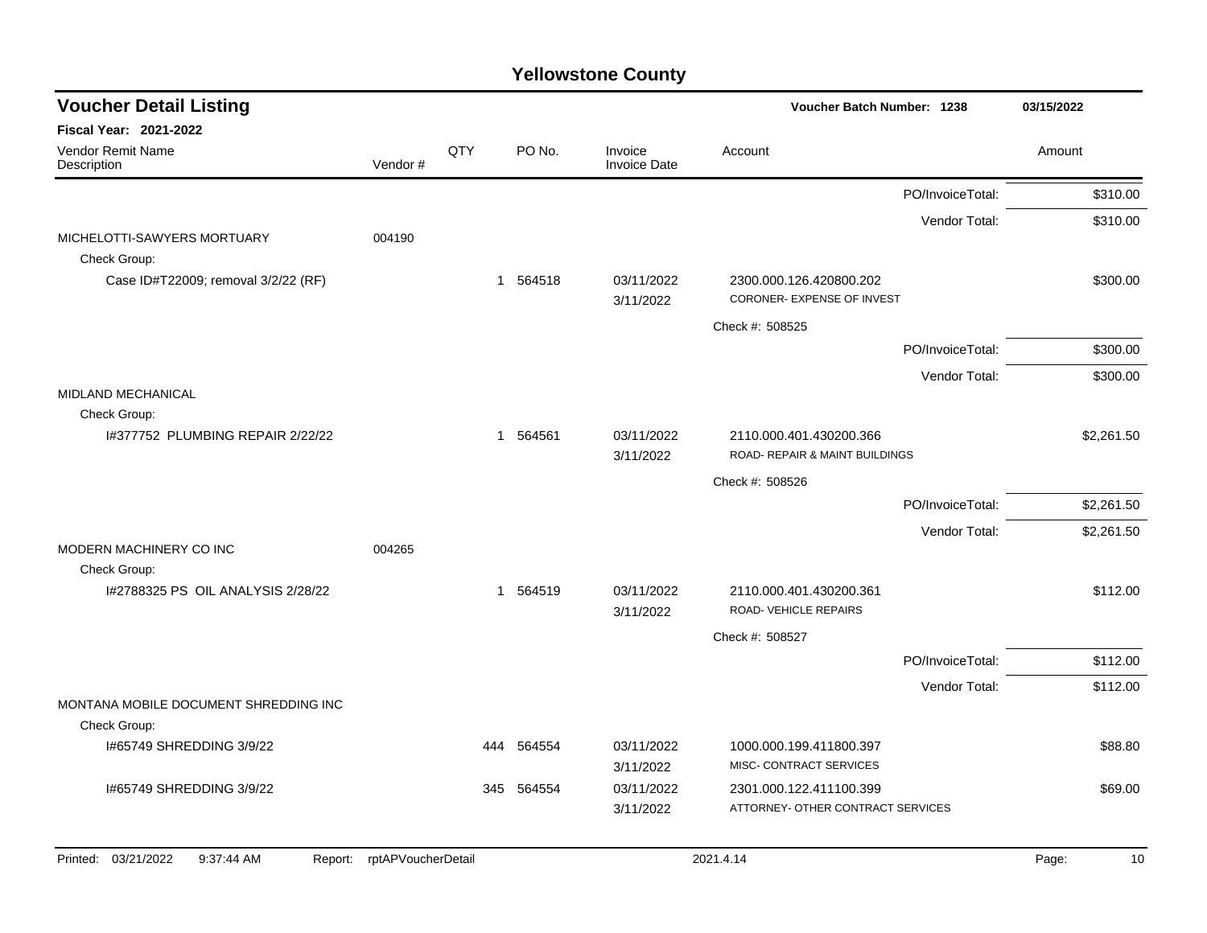# Yellowstone County

## Voucher Detail Listing

**Voucher Batch Number: 1238** 03/15/2022

**Fiscal Year: 2021-2022**

| Vendor Remit Name / Description | Vendor # | QTY | PO No. | Invoice / Invoice Date | Account | Amount |
|---|---|---|---|---|---|---|
| | | | | | PO/InvoiceTotal: | $310.00 |
| | | | | | Vendor Total: | $310.00 |
| MICHELOTTI-SAWYERS MORTUARY | 004190 | | | | | |
| Check Group: | | | | | | |
| Case ID#T22009; removal 3/2/22 (RF) | | 1 | 564518 | 03/11/2022 3/11/2022 | 2300.000.126.420800.202 CORONER- EXPENSE OF INVEST | $300.00 |
| | | | | | Check #: 508525 | |
| | | | | | PO/InvoiceTotal: | $300.00 |
| | | | | | Vendor Total: | $300.00 |
| MIDLAND MECHANICAL | | | | | | |
| Check Group: | | | | | | |
| I#377752 PLUMBING REPAIR 2/22/22 | | 1 | 564561 | 03/11/2022 3/11/2022 | 2110.000.401.430200.366 ROAD- REPAIR & MAINT BUILDINGS | $2,261.50 |
| | | | | | Check #: 508526 | |
| | | | | | PO/InvoiceTotal: | $2,261.50 |
| | | | | | Vendor Total: | $2,261.50 |
| MODERN MACHINERY CO INC | 004265 | | | | | |
| Check Group: | | | | | | |
| I#2788325 PS OIL ANALYSIS 2/28/22 | | 1 | 564519 | 03/11/2022 3/11/2022 | 2110.000.401.430200.361 ROAD- VEHICLE REPAIRS | $112.00 |
| | | | | | Check #: 508527 | |
| | | | | | PO/InvoiceTotal: | $112.00 |
| | | | | | Vendor Total: | $112.00 |
| MONTANA MOBILE DOCUMENT SHREDDING INC | | | | | | |
| Check Group: | | | | | | |
| I#65749 SHREDDING 3/9/22 | | 444 | 564554 | 03/11/2022 3/11/2022 | 1000.000.199.411800.397 MISC- CONTRACT SERVICES | $88.80 |
| I#65749 SHREDDING 3/9/22 | | 345 | 564554 | 03/11/2022 3/11/2022 | 2301.000.122.411100.399 ATTORNEY- OTHER CONTRACT SERVICES | $69.00 |

Printed: 03/21/2022 9:37:44 AM Report: rptAPVoucherDetail 2021.4.14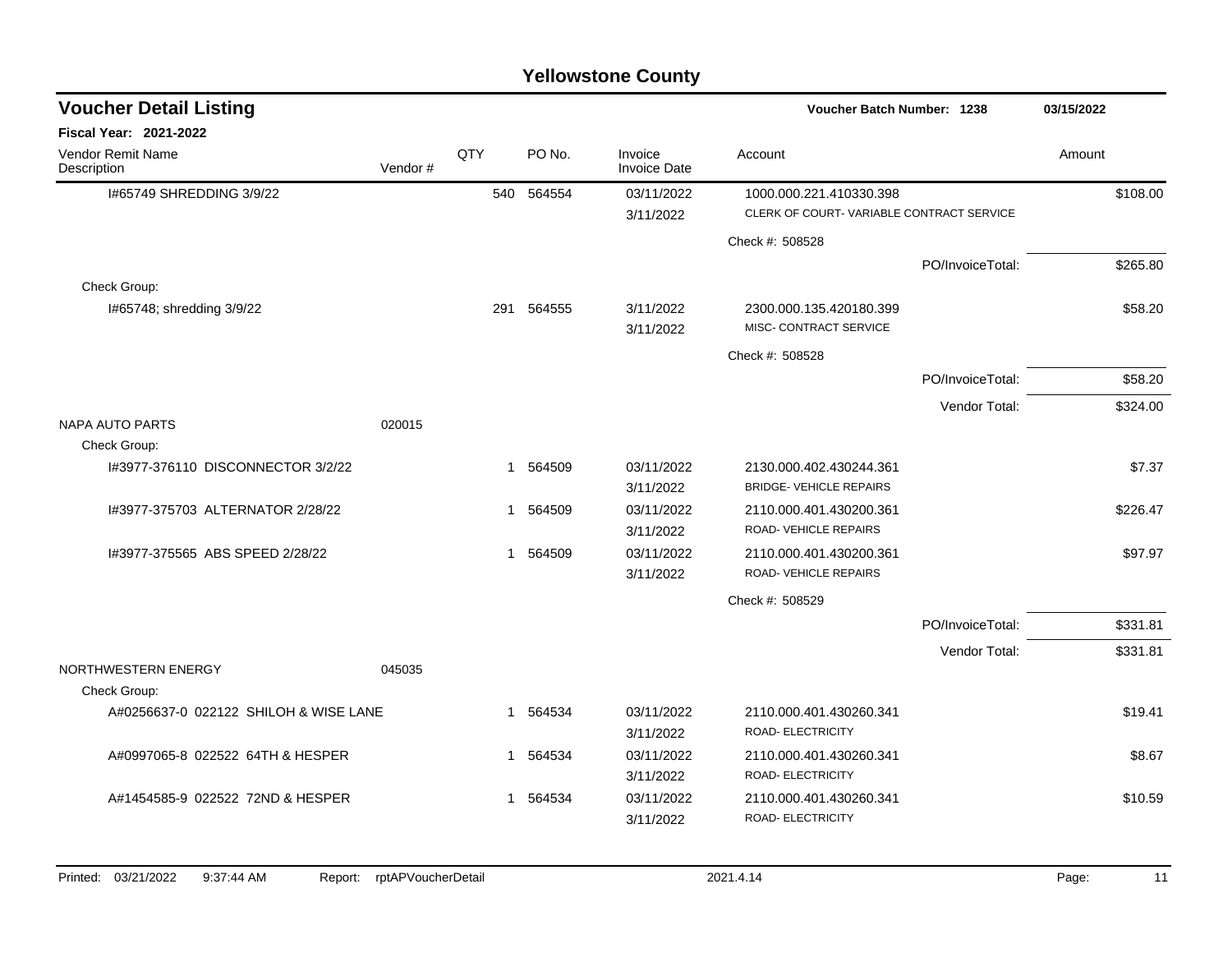# Yellowstone County

## Voucher Detail Listing

**Voucher Batch Number: 1238** — 03/15/2022

**Fiscal Year: 2021-2022**

| Vendor Remit Name / Description | Vendor # | QTY | PO No. | Invoice / Invoice Date | Account | Amount |
|---|---|---|---|---|---|---|
| I#65749 SHREDDING 3/9/22 | | 540 | 564554 | 03/11/2022<br>3/11/2022 | 1000.000.221.410330.398<br>CLERK OF COURT- VARIABLE CONTRACT SERVICE | $108.00 |
| | | | | | Check #: 508528 | |
| | | | | | PO/InvoiceTotal: | $265.80 |
| Check Group: | | | | | | |
| I#65748; shredding 3/9/22 | | 291 | 564555 | 3/11/2022<br>3/11/2022 | 2300.000.135.420180.399<br>MISC- CONTRACT SERVICE | $58.20 |
| | | | | | Check #: 508528 | |
| | | | | | PO/InvoiceTotal: | $58.20 |
| | | | | | Vendor Total: | $324.00 |
| NAPA AUTO PARTS | 020015 | | | | | |
| Check Group: | | | | | | |
| I#3977-376110 DISCONNECTOR 3/2/22 | | 1 | 564509 | 03/11/2022<br>3/11/2022 | 2130.000.402.430244.361<br>BRIDGE- VEHICLE REPAIRS | $7.37 |
| I#3977-375703 ALTERNATOR 2/28/22 | | 1 | 564509 | 03/11/2022<br>3/11/2022 | 2110.000.401.430200.361<br>ROAD- VEHICLE REPAIRS | $226.47 |
| I#3977-375565 ABS SPEED 2/28/22 | | 1 | 564509 | 03/11/2022<br>3/11/2022 | 2110.000.401.430200.361<br>ROAD- VEHICLE REPAIRS | $97.97 |
| | | | | | Check #: 508529 | |
| | | | | | PO/InvoiceTotal: | $331.81 |
| | | | | | Vendor Total: | $331.81 |
| NORTHWESTERN ENERGY | 045035 | | | | | |
| Check Group: | | | | | | |
| A#0256637-0 022122 SHILOH & WISE LANE | | 1 | 564534 | 03/11/2022<br>3/11/2022 | 2110.000.401.430260.341<br>ROAD- ELECTRICITY | $19.41 |
| A#0997065-8 022522 64TH & HESPER | | 1 | 564534 | 03/11/2022<br>3/11/2022 | 2110.000.401.430260.341<br>ROAD- ELECTRICITY | $8.67 |
| A#1454585-9 022522 72ND & HESPER | | 1 | 564534 | 03/11/2022<br>3/11/2022 | 2110.000.401.430260.341<br>ROAD- ELECTRICITY | $10.59 |

Printed: 03/21/2022 9:37:44 AM Report: rptAPVoucherDetail 2021.4.14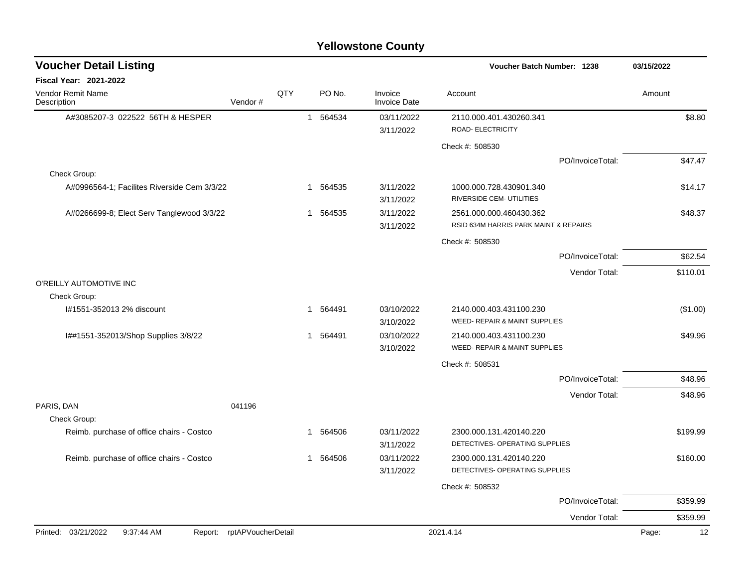# Yellowstone County

## Voucher Detail Listing

**Voucher Batch Number: 1238** — 03/15/2022

**Fiscal Year: 2021-2022**

| Vendor Remit Name / Description | Vendor # | QTY | PO No. | Invoice / Invoice Date | Account | Amount |
|---|---|---|---|---|---|---|
| A#3085207-3 022522 56TH & HESPER | | 1 | 564534 | 03/11/2022 / 3/11/2022 | 2110.000.401.430260.341 ROAD- ELECTRICITY | $8.80 |
| | | | | | Check #: 508530 | |
| | | | | | PO/InvoiceTotal: | $47.47 |
| Check Group: | | | | | | |
| A#0996564-1; Facilites Riverside Cem 3/3/22 | | 1 | 564535 | 3/11/2022 / 3/11/2022 | 1000.000.728.430901.340 RIVERSIDE CEM- UTILITIES | $14.17 |
| A#0266699-8; Elect Serv Tanglewood 3/3/22 | | 1 | 564535 | 3/11/2022 / 3/11/2022 | 2561.000.000.460430.362 RSID 634M HARRIS PARK MAINT & REPAIRS | $48.37 |
| | | | | | Check #: 508530 | |
| | | | | | PO/InvoiceTotal: | $62.54 |
| | | | | | Vendor Total: | $110.01 |
| O'REILLY AUTOMOTIVE INC | | | | | | |
| Check Group: | | | | | | |
| I#1551-352013 2% discount | | 1 | 564491 | 03/10/2022 / 3/10/2022 | 2140.000.403.431100.230 WEED- REPAIR & MAINT SUPPLIES | ($1.00) |
| I##1551-352013/Shop Supplies 3/8/22 | | 1 | 564491 | 03/10/2022 / 3/10/2022 | 2140.000.403.431100.230 WEED- REPAIR & MAINT SUPPLIES | $49.96 |
| | | | | | Check #: 508531 | |
| | | | | | PO/InvoiceTotal: | $48.96 |
| | | | | | Vendor Total: | $48.96 |
| PARIS, DAN | 041196 | | | | | |
| Check Group: | | | | | | |
| Reimb. purchase of office chairs - Costco | | 1 | 564506 | 03/11/2022 / 3/11/2022 | 2300.000.131.420140.220 DETECTIVES- OPERATING SUPPLIES | $199.99 |
| Reimb. purchase of office chairs - Costco | | 1 | 564506 | 03/11/2022 / 3/11/2022 | 2300.000.131.420140.220 DETECTIVES- OPERATING SUPPLIES | $160.00 |
| | | | | | Check #: 508532 | |
| | | | | | PO/InvoiceTotal: | $359.99 |
| | | | | | Vendor Total: | $359.99 |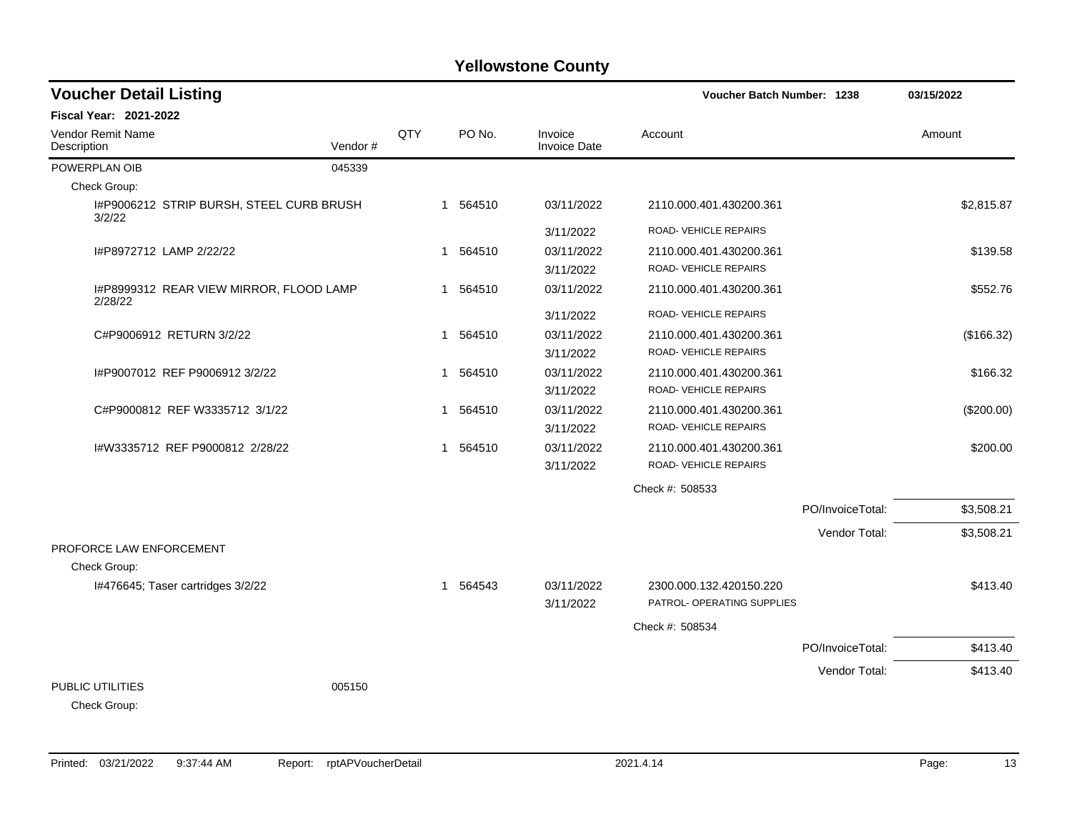# Yellowstone County

## Voucher Detail Listing

**Voucher Batch Number: 1238** 03/15/2022

**Fiscal Year: 2021-2022**

| Vendor Remit Name / Description | Vendor # | QTY | PO No. | Invoice / Invoice Date | Account | Amount |
|---|---|---|---|---|---|---|
| POWERPLAN OIB | 045339 | | | | | |
| Check Group: | | | | | | |
| I#P9006212 STRIP BURSH, STEEL CURB BRUSH 3/2/22 | | 1 | 564510 | 03/11/2022 3/11/2022 | 2110.000.401.430200.361 ROAD- VEHICLE REPAIRS | $2,815.87 |
| I#P8972712 LAMP 2/22/22 | | 1 | 564510 | 03/11/2022 3/11/2022 | 2110.000.401.430200.361 ROAD- VEHICLE REPAIRS | $139.58 |
| I#P8999312 REAR VIEW MIRROR, FLOOD LAMP 2/28/22 | | 1 | 564510 | 03/11/2022 3/11/2022 | 2110.000.401.430200.361 ROAD- VEHICLE REPAIRS | $552.76 |
| C#P9006912 RETURN 3/2/22 | | 1 | 564510 | 03/11/2022 3/11/2022 | 2110.000.401.430200.361 ROAD- VEHICLE REPAIRS | ($166.32) |
| I#P9007012 REF P9006912 3/2/22 | | 1 | 564510 | 03/11/2022 3/11/2022 | 2110.000.401.430200.361 ROAD- VEHICLE REPAIRS | $166.32 |
| C#P9000812 REF W3335712 3/1/22 | | 1 | 564510 | 03/11/2022 3/11/2022 | 2110.000.401.430200.361 ROAD- VEHICLE REPAIRS | ($200.00) |
| I#W3335712 REF P9000812 2/28/22 | | 1 | 564510 | 03/11/2022 3/11/2022 | 2110.000.401.430200.361 ROAD- VEHICLE REPAIRS | $200.00 |
| | | | | | Check #: 508533 | |
| | | | | | PO/InvoiceTotal: | $3,508.21 |
| | | | | | Vendor Total: | $3,508.21 |
| PROFORCE LAW ENFORCEMENT | | | | | | |
| Check Group: | | | | | | |
| I#476645; Taser cartridges 3/2/22 | | 1 | 564543 | 03/11/2022 3/11/2022 | 2300.000.132.420150.220 PATROL- OPERATING SUPPLIES | $413.40 |
| | | | | | Check #: 508534 | |
| | | | | | PO/InvoiceTotal: | $413.40 |
| | | | | | Vendor Total: | $413.40 |
| PUBLIC UTILITIES | 005150 | | | | | |
| Check Group: | | | | | | |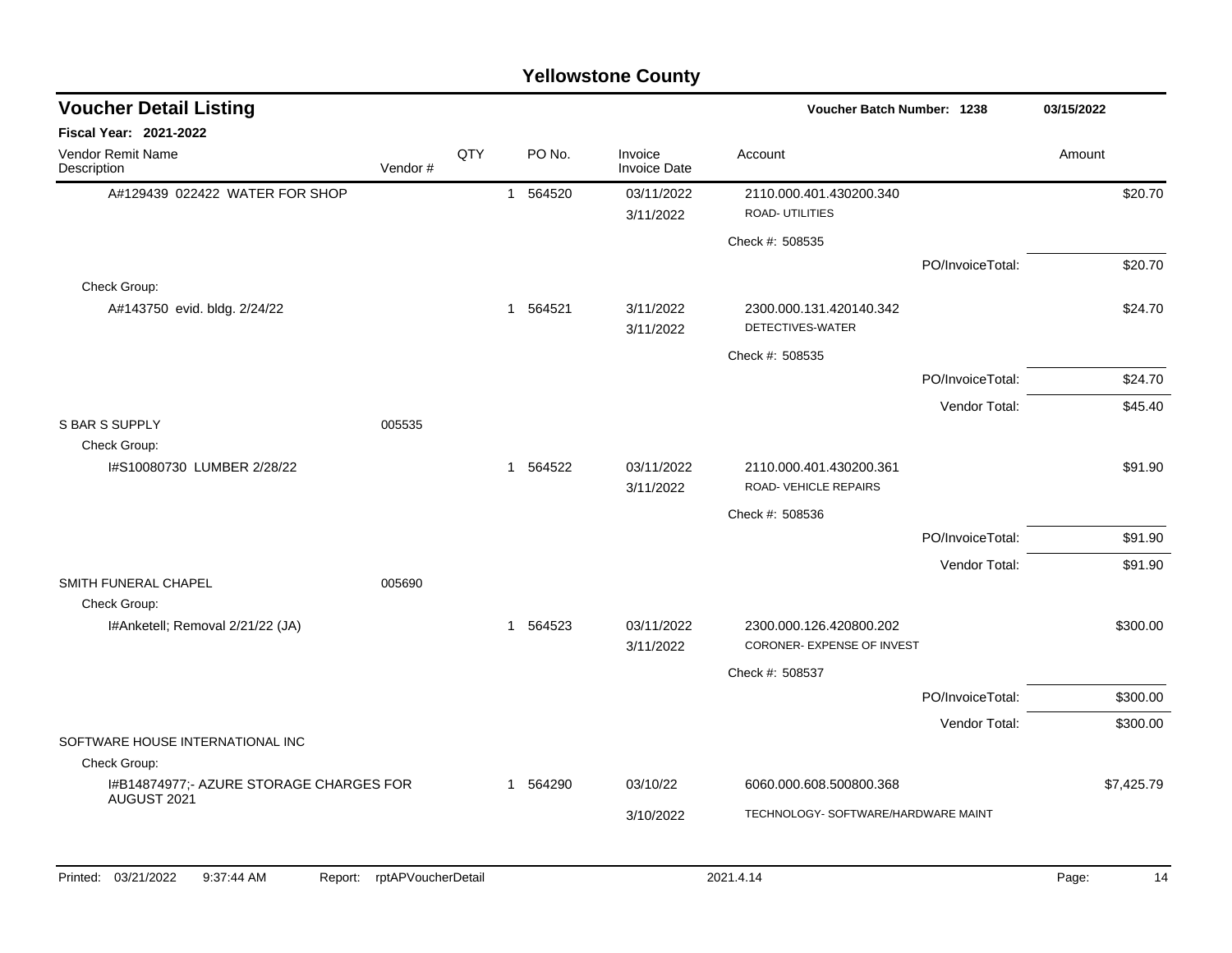# Yellowstone County

## Voucher Detail Listing

**Voucher Batch Number: 1238** | **03/15/2022**

**Fiscal Year: 2021-2022**

| Vendor Remit Name / Description | Vendor # | QTY | PO No. | Invoice / Invoice Date | Account | Amount |
|---|---|---|---|---|---|---|
| A#129439 022422 WATER FOR SHOP | | 1 | 564520 | 03/11/2022 / 3/11/2022 | 2110.000.401.430200.340 ROAD- UTILITIES | $20.70 |
| | | | | | Check #: 508535 | |
| | | | | | PO/InvoiceTotal: | $20.70 |
| Check Group: | | | | | | |
| A#143750 evid. bldg. 2/24/22 | | 1 | 564521 | 3/11/2022 / 3/11/2022 | 2300.000.131.420140.342 DETECTIVES-WATER | $24.70 |
| | | | | | Check #: 508535 | |
| | | | | | PO/InvoiceTotal: | $24.70 |
| | | | | | Vendor Total: | $45.40 |
| S BAR S SUPPLY | 005535 | | | | | |
| Check Group: | | | | | | |
| I#S10080730 LUMBER 2/28/22 | | 1 | 564522 | 03/11/2022 / 3/11/2022 | 2110.000.401.430200.361 ROAD- VEHICLE REPAIRS | $91.90 |
| | | | | | Check #: 508536 | |
| | | | | | PO/InvoiceTotal: | $91.90 |
| | | | | | Vendor Total: | $91.90 |
| SMITH FUNERAL CHAPEL | 005690 | | | | | |
| Check Group: | | | | | | |
| I#Anketell; Removal 2/21/22 (JA) | | 1 | 564523 | 03/11/2022 / 3/11/2022 | 2300.000.126.420800.202 CORONER- EXPENSE OF INVEST | $300.00 |
| | | | | | Check #: 508537 | |
| | | | | | PO/InvoiceTotal: | $300.00 |
| | | | | | Vendor Total: | $300.00 |
| SOFTWARE HOUSE INTERNATIONAL INC | | | | | | |
| Check Group: | | | | | | |
| I#B14874977;- AZURE STORAGE CHARGES FOR AUGUST 2021 | | 1 | 564290 | 03/10/22 / 3/10/2022 | 6060.000.608.500800.368 TECHNOLOGY- SOFTWARE/HARDWARE MAINT | $7,425.79 |

Printed: 03/21/2022 9:37:44 AM Report: rptAPVoucherDetail 2021.4.14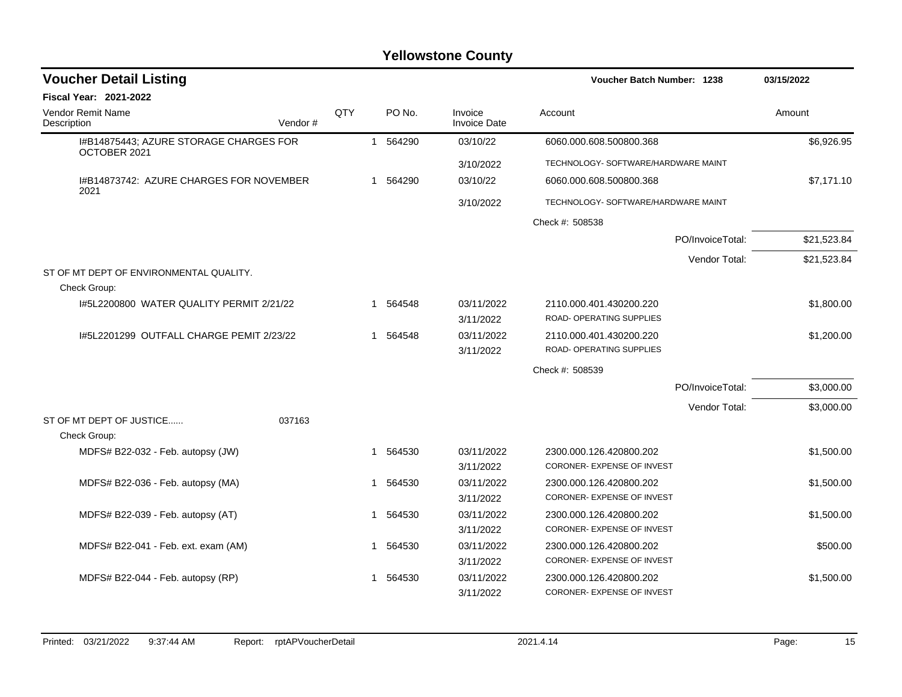# Yellowstone County

## Voucher Detail Listing

**Voucher Batch Number: 1238** — 03/15/2022

**Fiscal Year: 2021-2022**

| Vendor Remit Name / Description | Vendor # | QTY | PO No. | Invoice / Invoice Date | Account | Amount |
|---|---|---|---|---|---|---|
| I#B14875443; AZURE STORAGE CHARGES FOR OCTOBER 2021 | | 1 | 564290 | 03/10/22 | 6060.000.608.500800.368 | $6,926.95 |
| | | | | 3/10/2022 | TECHNOLOGY- SOFTWARE/HARDWARE MAINT | |
| I#B14873742: AZURE CHARGES FOR NOVEMBER 2021 | | 1 | 564290 | 03/10/22 | 6060.000.608.500800.368 | $7,171.10 |
| | | | | 3/10/2022 | TECHNOLOGY- SOFTWARE/HARDWARE MAINT | |
| | | | | | Check #: 508538 | |
| | | | | | PO/InvoiceTotal: | $21,523.84 |
| | | | | | Vendor Total: | $21,523.84 |
| ST OF MT DEPT OF ENVIRONMENTAL QUALITY. | | | | | | |
| Check Group: | | | | | | |
| I#5L2200800 WATER QUALITY PERMIT 2/21/22 | | 1 | 564548 | 03/11/2022 | 2110.000.401.430200.220 | $1,800.00 |
| | | | | 3/11/2022 | ROAD- OPERATING SUPPLIES | |
| I#5L2201299 OUTFALL CHARGE PEMIT 2/23/22 | | 1 | 564548 | 03/11/2022 | 2110.000.401.430200.220 | $1,200.00 |
| | | | | 3/11/2022 | ROAD- OPERATING SUPPLIES | |
| | | | | | Check #: 508539 | |
| | | | | | PO/InvoiceTotal: | $3,000.00 |
| | | | | | Vendor Total: | $3,000.00 |
| ST OF MT DEPT OF JUSTICE...... | 037163 | | | | | |
| Check Group: | | | | | | |
| MDFS# B22-032 - Feb. autopsy (JW) | | 1 | 564530 | 03/11/2022 | 2300.000.126.420800.202 | $1,500.00 |
| | | | | 3/11/2022 | CORONER- EXPENSE OF INVEST | |
| MDFS# B22-036 - Feb. autopsy (MA) | | 1 | 564530 | 03/11/2022 | 2300.000.126.420800.202 | $1,500.00 |
| | | | | 3/11/2022 | CORONER- EXPENSE OF INVEST | |
| MDFS# B22-039 - Feb. autopsy (AT) | | 1 | 564530 | 03/11/2022 | 2300.000.126.420800.202 | $1,500.00 |
| | | | | 3/11/2022 | CORONER- EXPENSE OF INVEST | |
| MDFS# B22-041 - Feb. ext. exam (AM) | | 1 | 564530 | 03/11/2022 | 2300.000.126.420800.202 | $500.00 |
| | | | | 3/11/2022 | CORONER- EXPENSE OF INVEST | |
| MDFS# B22-044 - Feb. autopsy (RP) | | 1 | 564530 | 03/11/2022 | 2300.000.126.420800.202 | $1,500.00 |
| | | | | 3/11/2022 | CORONER- EXPENSE OF INVEST | |

Printed: 03/21/2022 9:37:44 AM Report: rptAPVoucherDetail 2021.4.14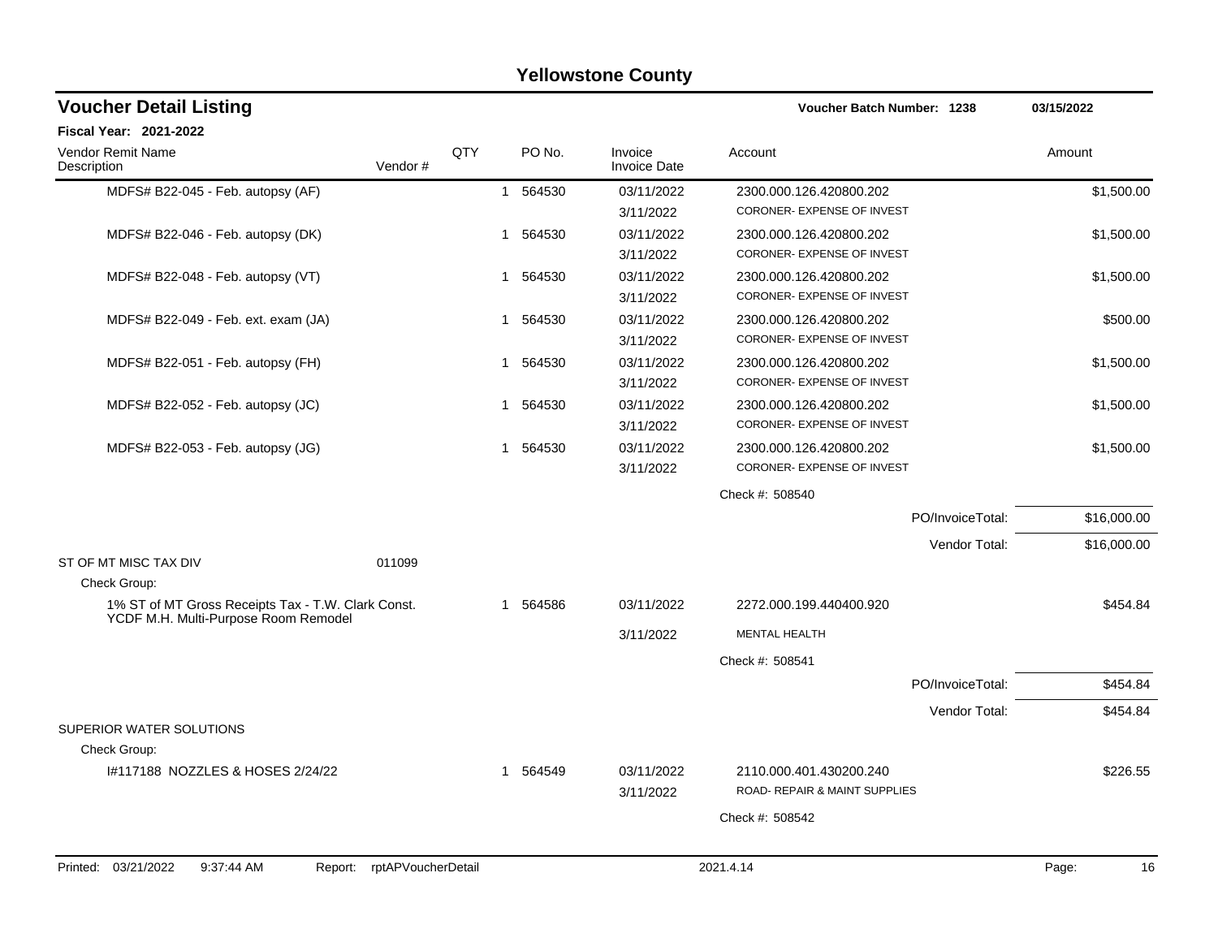# Yellowstone County

## Voucher Detail Listing

**Voucher Batch Number: 1238** 03/15/2022

**Fiscal Year: 2021-2022**

| Vendor Remit Name / Description | Vendor # | QTY | PO No. | Invoice / Invoice Date | Account | Amount |
|---|---|---|---|---|---|---|
| MDFS# B22-045 - Feb. autopsy (AF) | | 1 | 564530 | 03/11/2022<br>3/11/2022 | 2300.000.126.420800.202<br>CORONER- EXPENSE OF INVEST | $1,500.00 |
| MDFS# B22-046 - Feb. autopsy (DK) | | 1 | 564530 | 03/11/2022<br>3/11/2022 | 2300.000.126.420800.202<br>CORONER- EXPENSE OF INVEST | $1,500.00 |
| MDFS# B22-048 - Feb. autopsy (VT) | | 1 | 564530 | 03/11/2022<br>3/11/2022 | 2300.000.126.420800.202<br>CORONER- EXPENSE OF INVEST | $1,500.00 |
| MDFS# B22-049 - Feb. ext. exam (JA) | | 1 | 564530 | 03/11/2022<br>3/11/2022 | 2300.000.126.420800.202<br>CORONER- EXPENSE OF INVEST | $500.00 |
| MDFS# B22-051 - Feb. autopsy (FH) | | 1 | 564530 | 03/11/2022<br>3/11/2022 | 2300.000.126.420800.202<br>CORONER- EXPENSE OF INVEST | $1,500.00 |
| MDFS# B22-052 - Feb. autopsy (JC) | | 1 | 564530 | 03/11/2022<br>3/11/2022 | 2300.000.126.420800.202<br>CORONER- EXPENSE OF INVEST | $1,500.00 |
| MDFS# B22-053 - Feb. autopsy (JG) | | 1 | 564530 | 03/11/2022<br>3/11/2022 | 2300.000.126.420800.202<br>CORONER- EXPENSE OF INVEST | $1,500.00 |
| | | | | | Check #: 508540 | |
| | | | | | PO/InvoiceTotal: | $16,000.00 |
| | | | | | Vendor Total: | $16,000.00 |
| ST OF MT MISC TAX DIV | 011099 | | | | | |
| Check Group: | | | | | | |
| 1% ST of MT Gross Receipts Tax - T.W. Clark Const. YCDF M.H. Multi-Purpose Room Remodel | | 1 | 564586 | 03/11/2022<br>3/11/2022 | 2272.000.199.440400.920<br>MENTAL HEALTH | $454.84 |
| | | | | | Check #: 508541 | |
| | | | | | PO/InvoiceTotal: | $454.84 |
| | | | | | Vendor Total: | $454.84 |
| SUPERIOR WATER SOLUTIONS | | | | | | |
| Check Group: | | | | | | |
| I#117188 NOZZLES & HOSES 2/24/22 | | 1 | 564549 | 03/11/2022<br>3/11/2022 | 2110.000.401.430200.240<br>ROAD- REPAIR & MAINT SUPPLIES | $226.55 |
| | | | | | Check #: 508542 | |

Printed: 03/21/2022 9:37:44 AM Report: rptAPVoucherDetail 2021.4.14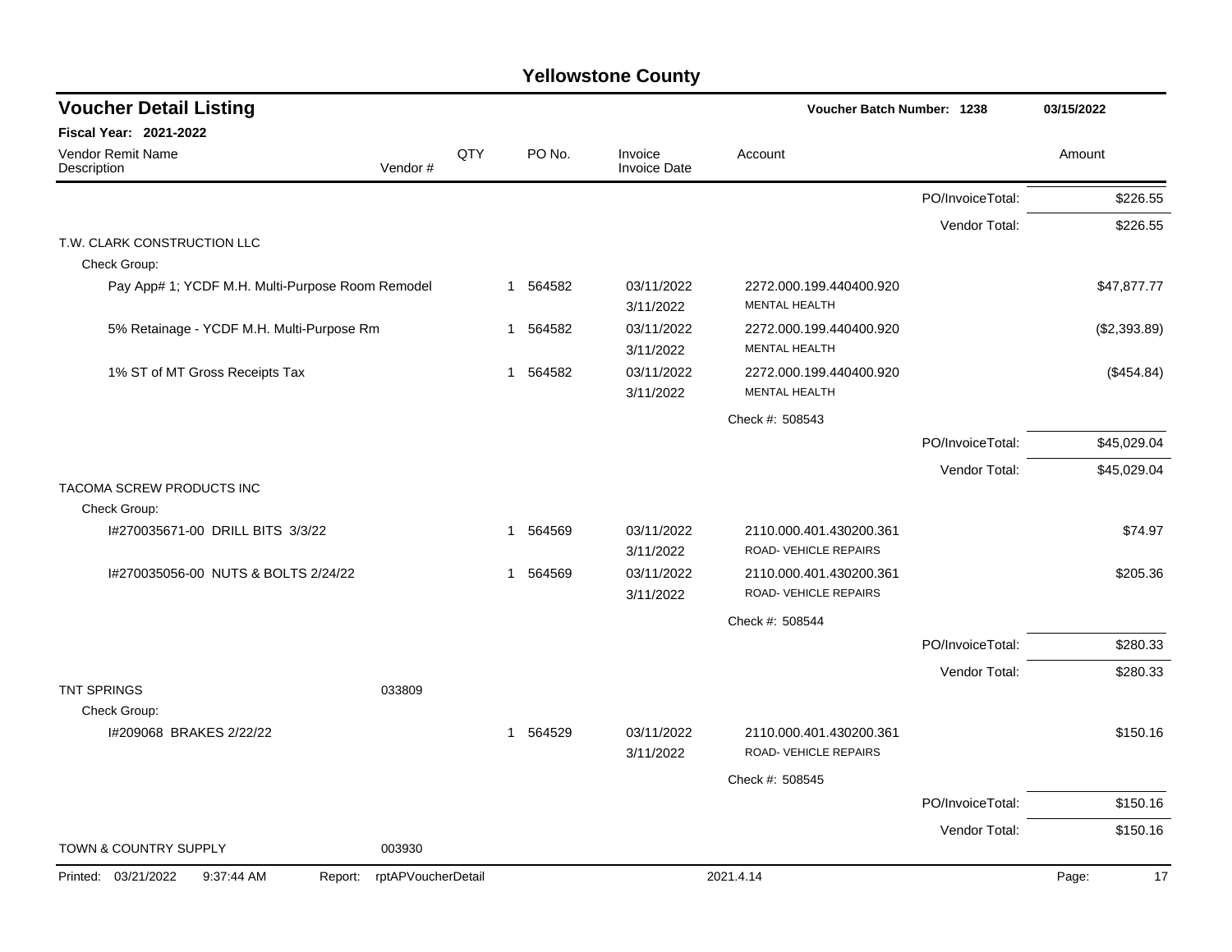# Yellowstone County

## Voucher Detail Listing

**Voucher Batch Number: 1238** — 03/15/2022

**Fiscal Year: 2021-2022**

| Vendor Remit Name / Description | Vendor # | QTY | PO No. | Invoice / Invoice Date | Account | | Amount |
|---|---|---|---|---|---|---|---|
| | | | | | | PO/InvoiceTotal: | $226.55 |
| | | | | | | Vendor Total: | $226.55 |
| T.W. CLARK CONSTRUCTION LLC | | | | | | | |
| Check Group: | | | | | | | |
| Pay App# 1; YCDF M.H. Multi-Purpose Room Remodel | | 1 | 564582 | 03/11/2022 3/11/2022 | 2272.000.199.440400.920 MENTAL HEALTH | | $47,877.77 |
| 5% Retainage - YCDF M.H. Multi-Purpose Rm | | 1 | 564582 | 03/11/2022 3/11/2022 | 2272.000.199.440400.920 MENTAL HEALTH | | ($2,393.89) |
| 1% ST of MT Gross Receipts Tax | | 1 | 564582 | 03/11/2022 3/11/2022 | 2272.000.199.440400.920 MENTAL HEALTH | | ($454.84) |
| | | | | | Check #: 508543 | | |
| | | | | | | PO/InvoiceTotal: | $45,029.04 |
| | | | | | | Vendor Total: | $45,029.04 |
| TACOMA SCREW PRODUCTS INC | | | | | | | |
| Check Group: | | | | | | | |
| I#270035671-00 DRILL BITS 3/3/22 | | 1 | 564569 | 03/11/2022 3/11/2022 | 2110.000.401.430200.361 ROAD- VEHICLE REPAIRS | | $74.97 |
| I#270035056-00 NUTS & BOLTS 2/24/22 | | 1 | 564569 | 03/11/2022 3/11/2022 | 2110.000.401.430200.361 ROAD- VEHICLE REPAIRS | | $205.36 |
| | | | | | Check #: 508544 | | |
| | | | | | | PO/InvoiceTotal: | $280.33 |
| | | | | | | Vendor Total: | $280.33 |
| TNT SPRINGS | 033809 | | | | | | |
| Check Group: | | | | | | | |
| I#209068 BRAKES 2/22/22 | | 1 | 564529 | 03/11/2022 3/11/2022 | 2110.000.401.430200.361 ROAD- VEHICLE REPAIRS | | $150.16 |
| | | | | | Check #: 508545 | | |
| | | | | | | PO/InvoiceTotal: | $150.16 |
| | | | | | | Vendor Total: | $150.16 |
| TOWN & COUNTRY SUPPLY | 003930 | | | | | | |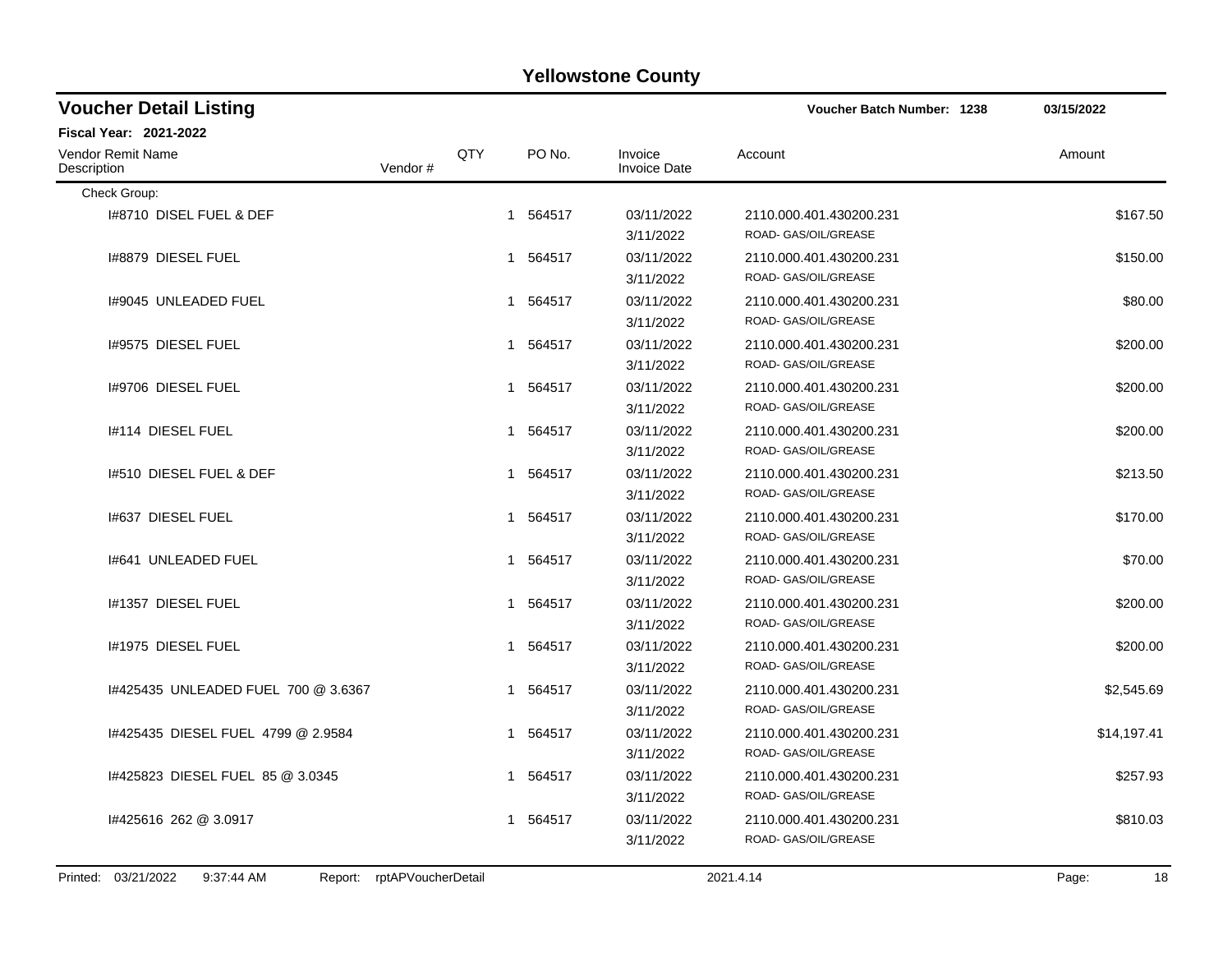# Yellowstone County

## Voucher Detail Listing

**Voucher Batch Number: 1238** 03/15/2022

**Fiscal Year: 2021-2022**

| Vendor Remit Name / Description | Vendor # | QTY | PO No. | Invoice / Invoice Date | Account | Amount |
|---|---|---|---|---|---|---|
| Check Group: | | | | | | |
| I#8710 DISEL FUEL & DEF | | 1 | 564517 | 03/11/2022<br>3/11/2022 | 2110.000.401.430200.231<br>ROAD- GAS/OIL/GREASE | $167.50 |
| I#8879 DIESEL FUEL | | 1 | 564517 | 03/11/2022<br>3/11/2022 | 2110.000.401.430200.231<br>ROAD- GAS/OIL/GREASE | $150.00 |
| I#9045 UNLEADED FUEL | | 1 | 564517 | 03/11/2022<br>3/11/2022 | 2110.000.401.430200.231<br>ROAD- GAS/OIL/GREASE | $80.00 |
| I#9575 DIESEL FUEL | | 1 | 564517 | 03/11/2022<br>3/11/2022 | 2110.000.401.430200.231<br>ROAD- GAS/OIL/GREASE | $200.00 |
| I#9706 DIESEL FUEL | | 1 | 564517 | 03/11/2022<br>3/11/2022 | 2110.000.401.430200.231<br>ROAD- GAS/OIL/GREASE | $200.00 |
| I#114 DIESEL FUEL | | 1 | 564517 | 03/11/2022<br>3/11/2022 | 2110.000.401.430200.231<br>ROAD- GAS/OIL/GREASE | $200.00 |
| I#510 DIESEL FUEL & DEF | | 1 | 564517 | 03/11/2022<br>3/11/2022 | 2110.000.401.430200.231<br>ROAD- GAS/OIL/GREASE | $213.50 |
| I#637 DIESEL FUEL | | 1 | 564517 | 03/11/2022<br>3/11/2022 | 2110.000.401.430200.231<br>ROAD- GAS/OIL/GREASE | $170.00 |
| I#641 UNLEADED FUEL | | 1 | 564517 | 03/11/2022<br>3/11/2022 | 2110.000.401.430200.231<br>ROAD- GAS/OIL/GREASE | $70.00 |
| I#1357 DIESEL FUEL | | 1 | 564517 | 03/11/2022<br>3/11/2022 | 2110.000.401.430200.231<br>ROAD- GAS/OIL/GREASE | $200.00 |
| I#1975 DIESEL FUEL | | 1 | 564517 | 03/11/2022<br>3/11/2022 | 2110.000.401.430200.231<br>ROAD- GAS/OIL/GREASE | $200.00 |
| I#425435 UNLEADED FUEL 700 @ 3.6367 | | 1 | 564517 | 03/11/2022<br>3/11/2022 | 2110.000.401.430200.231<br>ROAD- GAS/OIL/GREASE | $2,545.69 |
| I#425435 DIESEL FUEL 4799 @ 2.9584 | | 1 | 564517 | 03/11/2022<br>3/11/2022 | 2110.000.401.430200.231<br>ROAD- GAS/OIL/GREASE | $14,197.41 |
| I#425823 DIESEL FUEL 85 @ 3.0345 | | 1 | 564517 | 03/11/2022<br>3/11/2022 | 2110.000.401.430200.231<br>ROAD- GAS/OIL/GREASE | $257.93 |
| I#425616 262 @ 3.0917 | | 1 | 564517 | 03/11/2022<br>3/11/2022 | 2110.000.401.430200.231<br>ROAD- GAS/OIL/GREASE | $810.03 |

Printed: 03/21/2022 9:37:44 AM Report: rptAPVoucherDetail 2021.4.14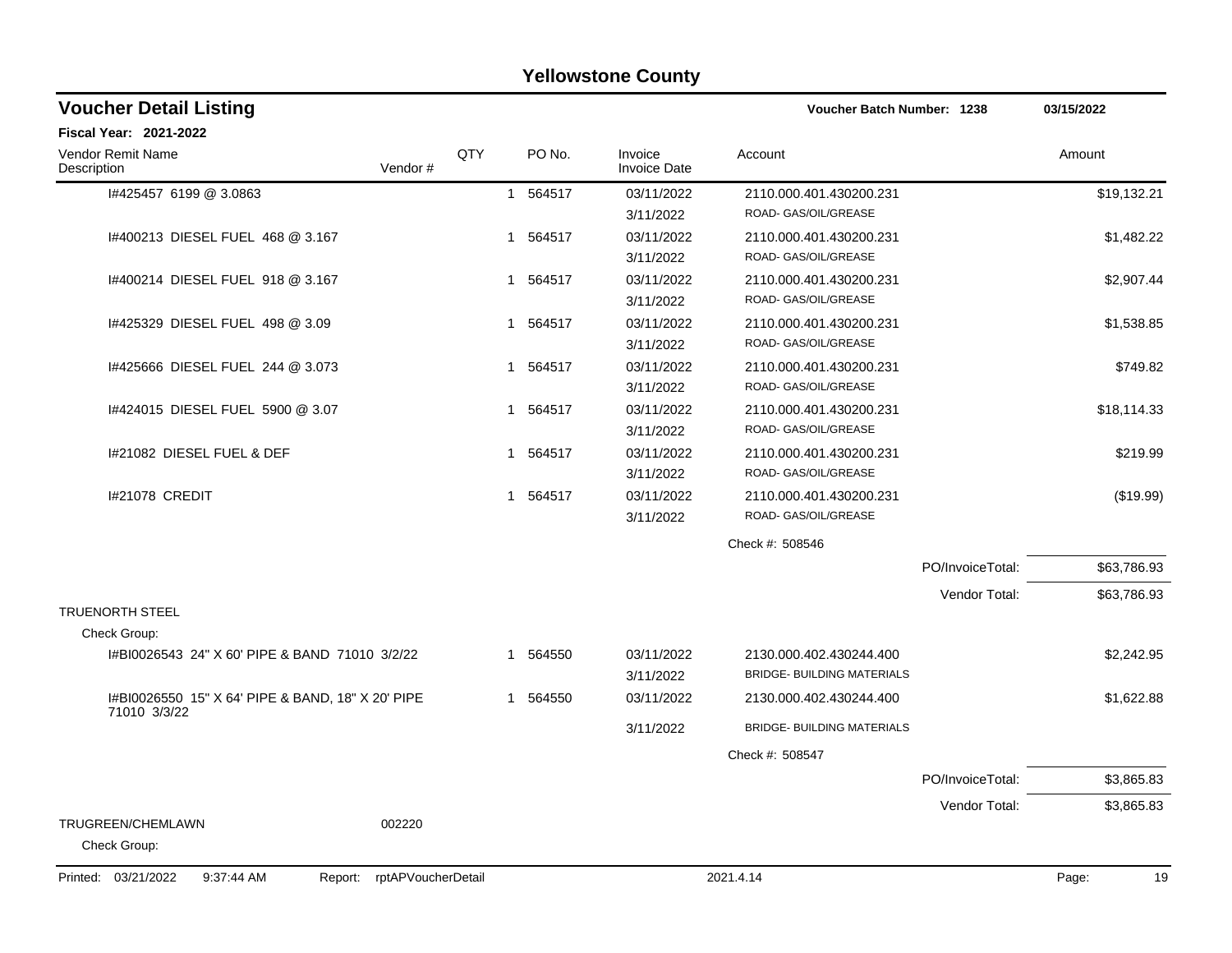# Yellowstone County

## Voucher Detail Listing

**Voucher Batch Number: 1238** 03/15/2022

**Fiscal Year: 2021-2022**

| Vendor Remit Name / Description | Vendor # | QTY | PO No. | Invoice / Invoice Date | Account | Amount |
|---|---|---|---|---|---|---|
| I#425457 6199 @ 3.0863 | | 1 | 564517 | 03/11/2022 / 3/11/2022 | 2110.000.401.430200.231 ROAD- GAS/OIL/GREASE | $19,132.21 |
| I#400213 DIESEL FUEL 468 @ 3.167 | | 1 | 564517 | 03/11/2022 / 3/11/2022 | 2110.000.401.430200.231 ROAD- GAS/OIL/GREASE | $1,482.22 |
| I#400214 DIESEL FUEL 918 @ 3.167 | | 1 | 564517 | 03/11/2022 / 3/11/2022 | 2110.000.401.430200.231 ROAD- GAS/OIL/GREASE | $2,907.44 |
| I#425329 DIESEL FUEL 498 @ 3.09 | | 1 | 564517 | 03/11/2022 / 3/11/2022 | 2110.000.401.430200.231 ROAD- GAS/OIL/GREASE | $1,538.85 |
| I#425666 DIESEL FUEL 244 @ 3.073 | | 1 | 564517 | 03/11/2022 / 3/11/2022 | 2110.000.401.430200.231 ROAD- GAS/OIL/GREASE | $749.82 |
| I#424015 DIESEL FUEL 5900 @ 3.07 | | 1 | 564517 | 03/11/2022 / 3/11/2022 | 2110.000.401.430200.231 ROAD- GAS/OIL/GREASE | $18,114.33 |
| I#21082 DIESEL FUEL & DEF | | 1 | 564517 | 03/11/2022 / 3/11/2022 | 2110.000.401.430200.231 ROAD- GAS/OIL/GREASE | $219.99 |
| I#21078 CREDIT | | 1 | 564517 | 03/11/2022 / 3/11/2022 | 2110.000.401.430200.231 ROAD- GAS/OIL/GREASE | ($19.99) |
| | | | | | Check #: 508546 | |
| | | | | | PO/InvoiceTotal: | $63,786.93 |
| | | | | | Vendor Total: | $63,786.93 |
| TRUENORTH STEEL | | | | | | |
| Check Group: | | | | | | |
| I#BI0026543 24" X 60' PIPE & BAND 71010 3/2/22 | | 1 | 564550 | 03/11/2022 / 3/11/2022 | 2130.000.402.430244.400 BRIDGE- BUILDING MATERIALS | $2,242.95 |
| I#BI0026550 15" X 64' PIPE & BAND, 18" X 20' PIPE 71010 3/3/22 | | 1 | 564550 | 03/11/2022 / 3/11/2022 | 2130.000.402.430244.400 BRIDGE- BUILDING MATERIALS | $1,622.88 |
| | | | | | Check #: 508547 | |
| | | | | | PO/InvoiceTotal: | $3,865.83 |
| | | | | | Vendor Total: | $3,865.83 |
| TRUGREEN/CHEMLAWN | 002220 | | | | | |
| Check Group: | | | | | | |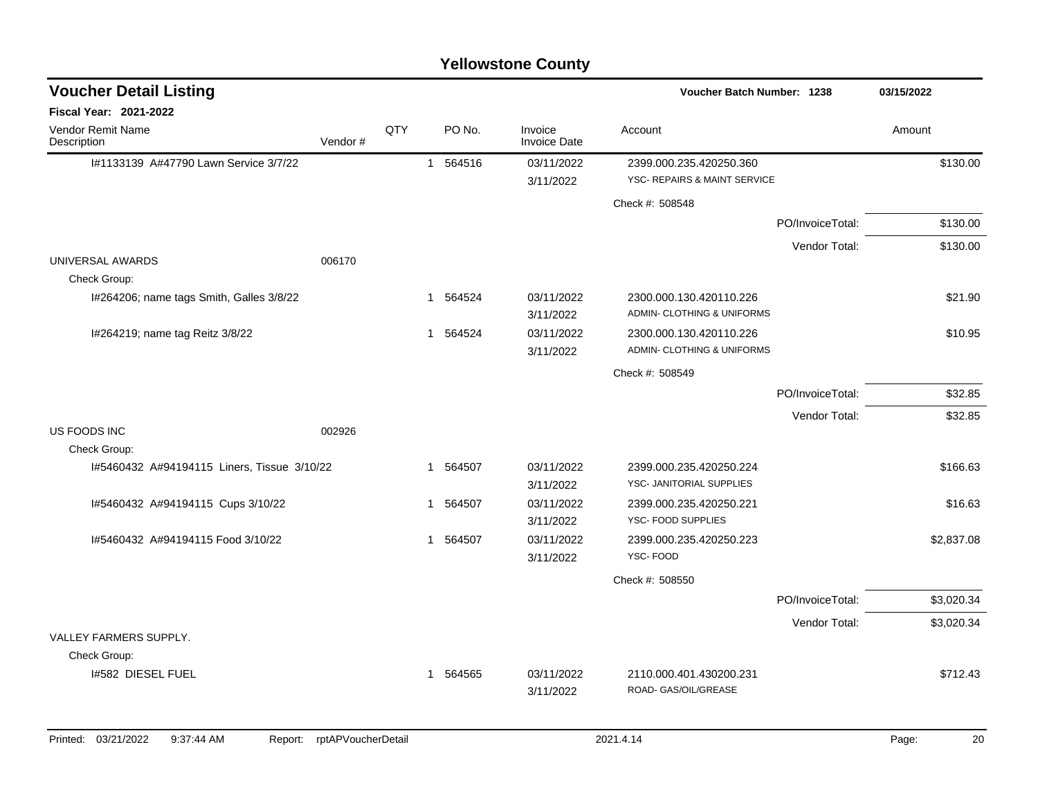## Yellowstone County

### Voucher Detail Listing

**Voucher Batch Number: 1238** — 03/15/2022

**Fiscal Year: 2021-2022**

| Vendor Remit Name / Description | Vendor # | QTY | PO No. | Invoice / Invoice Date | Account | Amount |
|---|---|---|---|---|---|---|
| I#1133139 A#47790 Lawn Service 3/7/22 | | 1 | 564516 | 03/11/2022 / 3/11/2022 | 2399.000.235.420250.360 YSC- REPAIRS & MAINT SERVICE | $130.00 |
| | | | | | Check #: 508548 | |
| | | | | | PO/InvoiceTotal: | $130.00 |
| | | | | | Vendor Total: | $130.00 |
| UNIVERSAL AWARDS | 006170 | | | | | |
| Check Group: | | | | | | |
| I#264206; name tags Smith, Galles 3/8/22 | | 1 | 564524 | 03/11/2022 / 3/11/2022 | 2300.000.130.420110.226 ADMIN- CLOTHING & UNIFORMS | $21.90 |
| I#264219; name tag Reitz 3/8/22 | | 1 | 564524 | 03/11/2022 / 3/11/2022 | 2300.000.130.420110.226 ADMIN- CLOTHING & UNIFORMS | $10.95 |
| | | | | | Check #: 508549 | |
| | | | | | PO/InvoiceTotal: | $32.85 |
| | | | | | Vendor Total: | $32.85 |
| US FOODS INC | 002926 | | | | | |
| Check Group: | | | | | | |
| I#5460432 A#94194115 Liners, Tissue 3/10/22 | | 1 | 564507 | 03/11/2022 / 3/11/2022 | 2399.000.235.420250.224 YSC- JANITORIAL SUPPLIES | $166.63 |
| I#5460432 A#94194115 Cups 3/10/22 | | 1 | 564507 | 03/11/2022 / 3/11/2022 | 2399.000.235.420250.221 YSC- FOOD SUPPLIES | $16.63 |
| I#5460432 A#94194115 Food 3/10/22 | | 1 | 564507 | 03/11/2022 / 3/11/2022 | 2399.000.235.420250.223 YSC- FOOD | $2,837.08 |
| | | | | | Check #: 508550 | |
| | | | | | PO/InvoiceTotal: | $3,020.34 |
| | | | | | Vendor Total: | $3,020.34 |
| VALLEY FARMERS SUPPLY. | | | | | | |
| Check Group: | | | | | | |
| I#582 DIESEL FUEL | | 1 | 564565 | 03/11/2022 / 3/11/2022 | 2110.000.401.430200.231 ROAD- GAS/OIL/GREASE | $712.43 |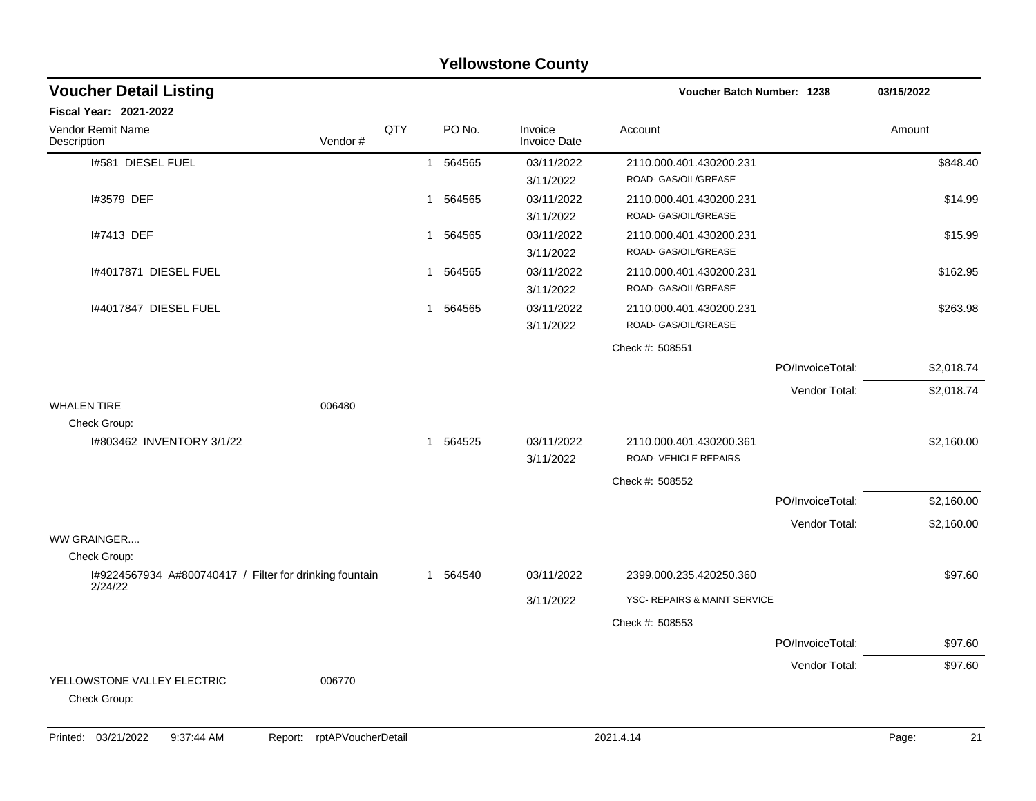## Yellowstone County

### Voucher Detail Listing

Voucher Batch Number: 1238 — 03/15/2022

**Fiscal Year: 2021-2022**

| Vendor Remit Name / Description | Vendor # | QTY | PO No. | Invoice / Invoice Date | Account | | Amount |
|---|---|---|---|---|---|---|---|
| I#581 DIESEL FUEL | | 1 | 564565 | 03/11/2022 | 2110.000.401.430200.231 | | $848.40 |
| | | | | 3/11/2022 | ROAD- GAS/OIL/GREASE | | |
| I#3579 DEF | | 1 | 564565 | 03/11/2022 | 2110.000.401.430200.231 | | $14.99 |
| | | | | 3/11/2022 | ROAD- GAS/OIL/GREASE | | |
| I#7413 DEF | | 1 | 564565 | 03/11/2022 | 2110.000.401.430200.231 | | $15.99 |
| | | | | 3/11/2022 | ROAD- GAS/OIL/GREASE | | |
| I#4017871 DIESEL FUEL | | 1 | 564565 | 03/11/2022 | 2110.000.401.430200.231 | | $162.95 |
| | | | | 3/11/2022 | ROAD- GAS/OIL/GREASE | | |
| I#4017847 DIESEL FUEL | | 1 | 564565 | 03/11/2022 | 2110.000.401.430200.231 | | $263.98 |
| | | | | 3/11/2022 | ROAD- GAS/OIL/GREASE | | |
| | | | | | Check #: 508551 | | |
| | | | | | | PO/InvoiceTotal: | $2,018.74 |
| | | | | | | Vendor Total: | $2,018.74 |
| WHALEN TIRE | 006480 | | | | | | |
| Check Group: | | | | | | | |
| I#803462 INVENTORY 3/1/22 | | 1 | 564525 | 03/11/2022 | 2110.000.401.430200.361 | | $2,160.00 |
| | | | | 3/11/2022 | ROAD- VEHICLE REPAIRS | | |
| | | | | | Check #: 508552 | | |
| | | | | | | PO/InvoiceTotal: | $2,160.00 |
| | | | | | | Vendor Total: | $2,160.00 |
| WW GRAINGER.... | | | | | | | |
| Check Group: | | | | | | | |
| I#9224567934 A#800740417 / Filter for drinking fountain 2/24/22 | | 1 | 564540 | 03/11/2022 | 2399.000.235.420250.360 | | $97.60 |
| | | | | 3/11/2022 | YSC- REPAIRS & MAINT SERVICE | | |
| | | | | | Check #: 508553 | | |
| | | | | | | PO/InvoiceTotal: | $97.60 |
| | | | | | | Vendor Total: | $97.60 |
| YELLOWSTONE VALLEY ELECTRIC | 006770 | | | | | | |
| Check Group: | | | | | | | |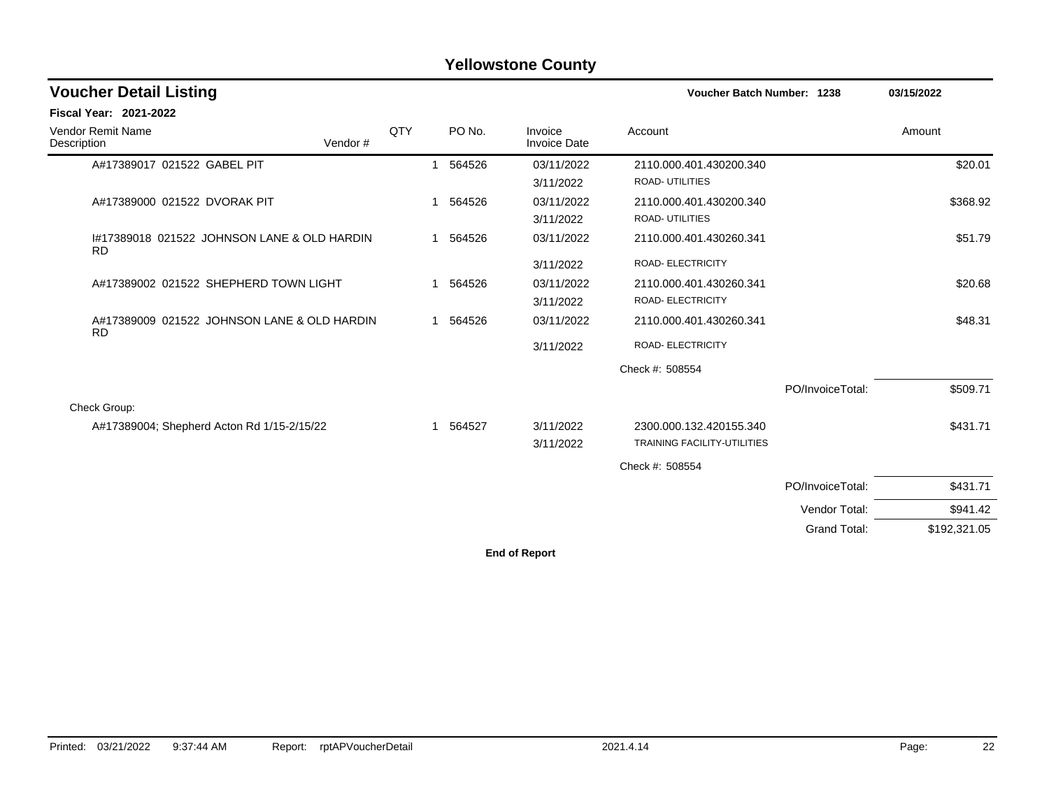# Yellowstone County

## Voucher Detail Listing

**Voucher Batch Number: 1238** **03/15/2022**

**Fiscal Year: 2021-2022**

| Vendor Remit Name / Description | Vendor # | QTY | PO No. | Invoice / Invoice Date | Account | Amount |
|---|---|---|---|---|---|---|
| A#17389017 021522 GABEL PIT | | 1 | 564526 | 03/11/2022 / 3/11/2022 | 2110.000.401.430200.340 ROAD- UTILITIES | $20.01 |
| A#17389000 021522 DVORAK PIT | | 1 | 564526 | 03/11/2022 / 3/11/2022 | 2110.000.401.430200.340 ROAD- UTILITIES | $368.92 |
| I#17389018 021522 JOHNSON LANE & OLD HARDIN RD | | 1 | 564526 | 03/11/2022 / 3/11/2022 | 2110.000.401.430260.341 ROAD- ELECTRICITY | $51.79 |
| A#17389002 021522 SHEPHERD TOWN LIGHT | | 1 | 564526 | 03/11/2022 / 3/11/2022 | 2110.000.401.430260.341 ROAD- ELECTRICITY | $20.68 |
| A#17389009 021522 JOHNSON LANE & OLD HARDIN RD | | 1 | 564526 | 03/11/2022 / 3/11/2022 | 2110.000.401.430260.341 ROAD- ELECTRICITY | $48.31 |
| | | | | | Check #: 508554 | |
| | | | | | PO/InvoiceTotal: | $509.71 |
| Check Group: | | | | | | |
| A#17389004; Shepherd Acton Rd 1/15-2/15/22 | | 1 | 564527 | 3/11/2022 / 3/11/2022 | 2300.000.132.420155.340 TRAINING FACILITY-UTILITIES | $431.71 |
| | | | | | Check #: 508554 | |
| | | | | | PO/InvoiceTotal: | $431.71 |
| | | | | | Vendor Total: | $941.42 |
| | | | | | Grand Total: | $192,321.05 |

**End of Report**

Printed: 03/21/2022 9:37:44 AM Report: rptAPVoucherDetail 2021.4.14